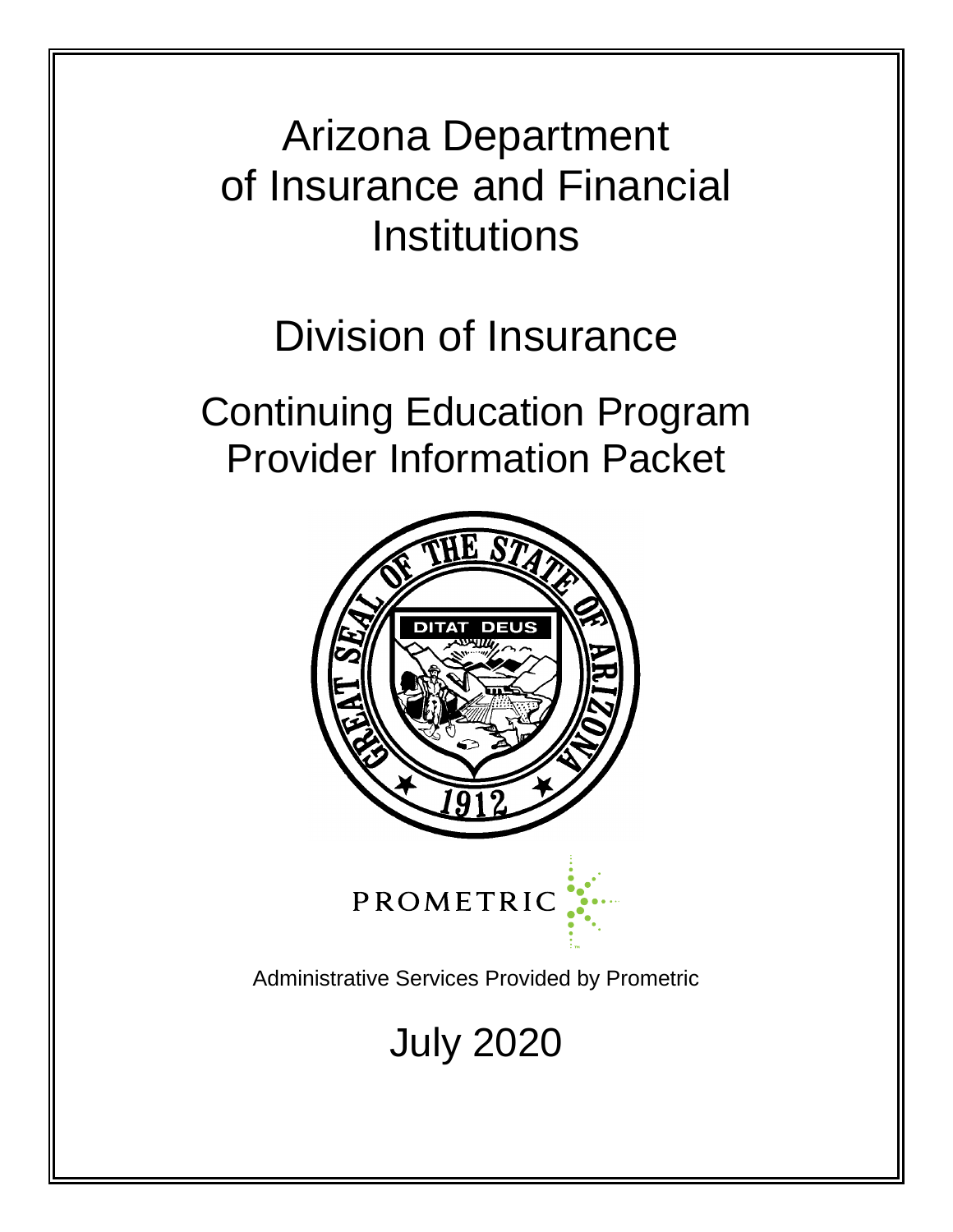# Arizona Department of Insurance and Financial Institutions

## Division of Insurance

## Continuing Education Program Provider Information Packet

PROMETRIC

Administrative Services Provided by Prometric

July 2020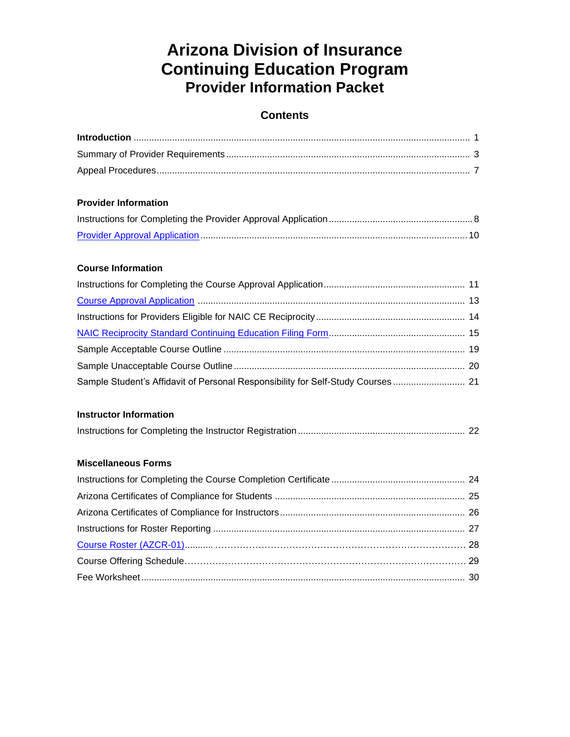# Arizona Division of Insurance
# Continuing Education Program
## Provider Information Packet

### Contents

**Introduction** ..... 1

Summary of Provider Requirements ..... 3

Appeal Procedures ..... 7

**Provider Information**

Instructions for Completing the Provider Approval Application ..... 8

Provider Approval Application ..... 10

**Course Information**

Instructions for Completing the Course Approval Application ..... 11

Course Approval Application ..... 13

Instructions for Providers Eligible for NAIC CE Reciprocity ..... 14

NAIC Reciprocity Standard Continuing Education Filing Form ..... 15

Sample Acceptable Course Outline ..... 19

Sample Unacceptable Course Outline ..... 20

Sample Student's Affidavit of Personal Responsibility for Self-Study Courses ..... 21

**Instructor Information**

Instructions for Completing the Instructor Registration ..... 22

**Miscellaneous Forms**

Instructions for Completing the Course Completion Certificate ..... 24

Arizona Certificates of Compliance for Students ..... 25

Arizona Certificates of Compliance for Instructors ..... 26

Instructions for Roster Reporting ..... 27

Course Roster (AZCR-01) ..... 28

Course Offering Schedule ..... 29

Fee Worksheet ..... 30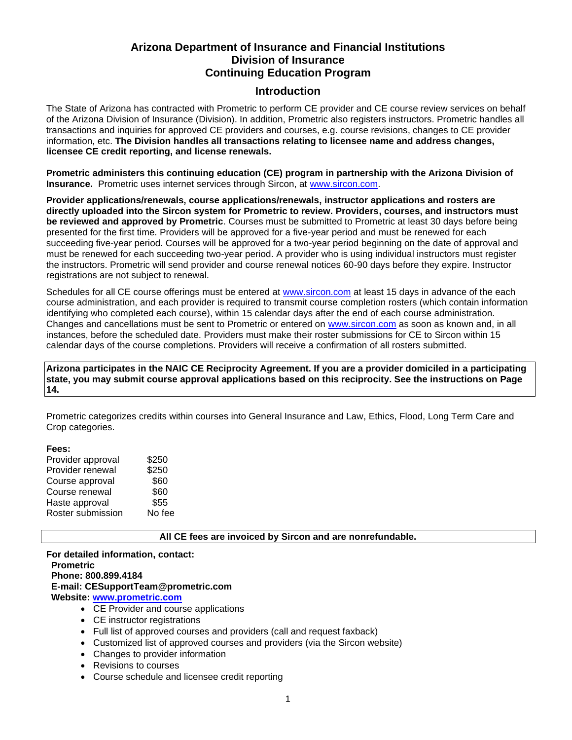# Arizona Department of Insurance and Financial Institutions
# Division of Insurance
# Continuing Education Program

## Introduction

The State of Arizona has contracted with Prometric to perform CE provider and CE course review services on behalf of the Arizona Division of Insurance (Division). In addition, Prometric also registers instructors. Prometric handles all transactions and inquiries for approved CE providers and courses, e.g. course revisions, changes to CE provider information, etc. **The Division handles all transactions relating to licensee name and address changes, licensee CE credit reporting, and license renewals.**

**Prometric administers this continuing education (CE) program in partnership with the Arizona Division of Insurance.** Prometric uses internet services through Sircon, at [www.sircon.com](www.sircon.com).

**Provider applications/renewals, course applications/renewals, instructor applications and rosters are directly uploaded into the Sircon system for Prometric to review. Providers, courses, and instructors must be reviewed and approved by Prometric**. Courses must be submitted to Prometric at least 30 days before being presented for the first time. Providers will be approved for a five-year period and must be renewed for each succeeding five-year period. Courses will be approved for a two-year period beginning on the date of approval and must be renewed for each succeeding two-year period. A provider who is using individual instructors must register the instructors. Prometric will send provider and course renewal notices 60-90 days before they expire. Instructor registrations are not subject to renewal.

Schedules for all CE course offerings must be entered at [www.sircon.com](www.sircon.com) at least 15 days in advance of the each course administration, and each provider is required to transmit course completion rosters (which contain information identifying who completed each course), within 15 calendar days after the end of each course administration. Changes and cancellations must be sent to Prometric or entered on [www.sircon.com](www.sircon.com) as soon as known and, in all instances, before the scheduled date. Providers must make their roster submissions for CE to Sircon within 15 calendar days of the course completions. Providers will receive a confirmation of all rosters submitted.

**Arizona participates in the NAIC CE Reciprocity Agreement. If you are a provider domiciled in a participating state, you may submit course approval applications based on this reciprocity. See the instructions on Page 14.**

Prometric categorizes credits within courses into General Insurance and Law, Ethics, Flood, Long Term Care and Crop categories.

**Fees:**

| | |
|---|---|
| Provider approval | $250 |
| Provider renewal | $250 |
| Course approval | $60 |
| Course renewal | $60 |
| Haste approval | $55 |
| Roster submission | No fee |

**All CE fees are invoiced by Sircon and are nonrefundable.**

**For detailed information, contact:**
**Prometric**
**Phone: 800.899.4184**
**E-mail: CESupportTeam@prometric.com**
**Website: [www.prometric.com](www.prometric.com)**

- CE Provider and course applications
- CE instructor registrations
- Full list of approved courses and providers (call and request faxback)
- Customized list of approved courses and providers (via the Sircon website)
- Changes to provider information
- Revisions to courses
- Course schedule and licensee credit reporting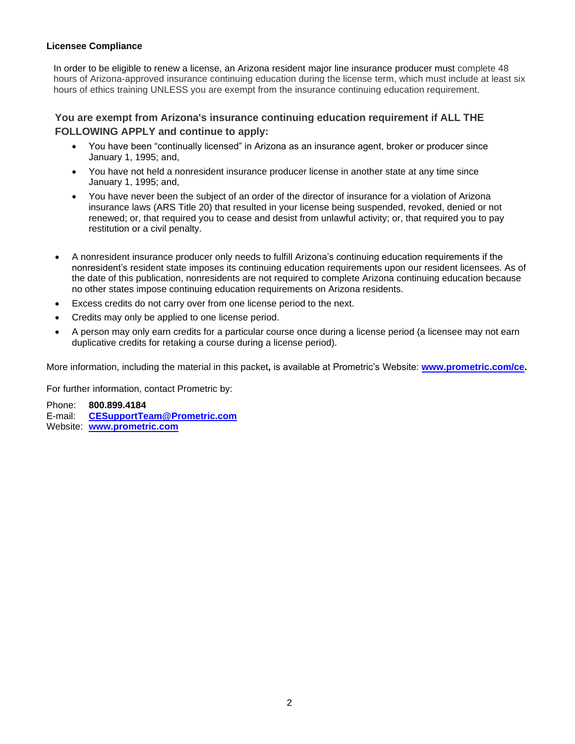**Licensee Compliance**

In order to be eligible to renew a license, an Arizona resident major line insurance producer must complete 48 hours of Arizona-approved insurance continuing education during the license term, which must include at least six hours of ethics training UNLESS you are exempt from the insurance continuing education requirement.

**You are exempt from Arizona's insurance continuing education requirement if ALL THE FOLLOWING APPLY and continue to apply:**

- You have been "continually licensed" in Arizona as an insurance agent, broker or producer since January 1, 1995; and,
- You have not held a nonresident insurance producer license in another state at any time since January 1, 1995; and,
- You have never been the subject of an order of the director of insurance for a violation of Arizona insurance laws (ARS Title 20) that resulted in your license being suspended, revoked, denied or not renewed; or, that required you to cease and desist from unlawful activity; or, that required you to pay restitution or a civil penalty.

- A nonresident insurance producer only needs to fulfill Arizona's continuing education requirements if the nonresident's resident state imposes its continuing education requirements upon our resident licensees. As of the date of this publication, nonresidents are not required to complete Arizona continuing education because no other states impose continuing education requirements on Arizona residents.
- Excess credits do not carry over from one license period to the next.
- Credits may only be applied to one license period.
- A person may only earn credits for a particular course once during a license period (a licensee may not earn duplicative credits for retaking a course during a license period).

More information, including the material in this packet**,** is available at Prometric's Website: **[www.prometric.com/ce](http://www.prometric.com/ce).**

For further information, contact Prometric by:

Phone: **800.899.4184**
E-mail: **[CESupportTeam@Prometric.com](mailto:CESupportTeam@Prometric.com)**
Website: **[www.prometric.com](http://www.prometric.com)**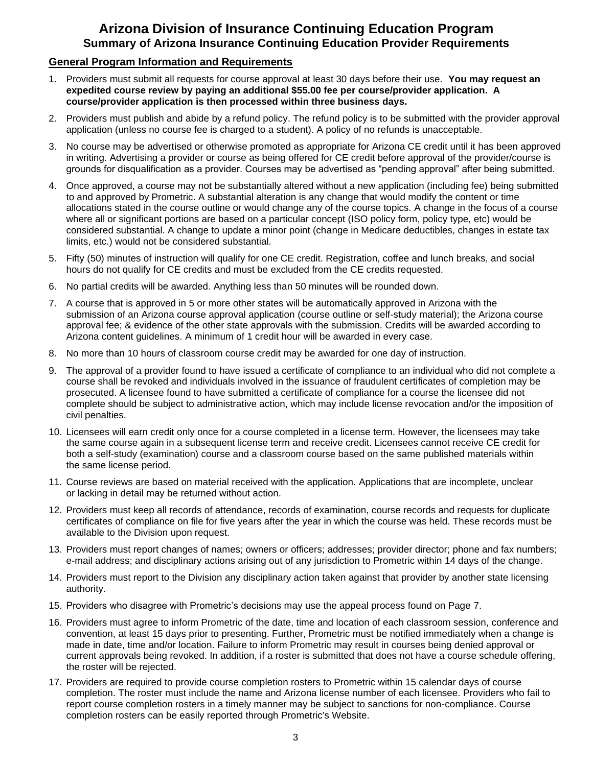# Arizona Division of Insurance Continuing Education Program

## Summary of Arizona Insurance Continuing Education Provider Requirements

### General Program Information and Requirements

1. Providers must submit all requests for course approval at least 30 days before their use. **You may request an expedited course review by paying an additional $55.00 fee per course/provider application. A course/provider application is then processed within three business days.**
2. Providers must publish and abide by a refund policy. The refund policy is to be submitted with the provider approval application (unless no course fee is charged to a student). A policy of no refunds is unacceptable.
3. No course may be advertised or otherwise promoted as appropriate for Arizona CE credit until it has been approved in writing. Advertising a provider or course as being offered for CE credit before approval of the provider/course is grounds for disqualification as a provider. Courses may be advertised as "pending approval" after being submitted.
4. Once approved, a course may not be substantially altered without a new application (including fee) being submitted to and approved by Prometric. A substantial alteration is any change that would modify the content or time allocations stated in the course outline or would change any of the course topics. A change in the focus of a course where all or significant portions are based on a particular concept (ISO policy form, policy type, etc) would be considered substantial. A change to update a minor point (change in Medicare deductibles, changes in estate tax limits, etc.) would not be considered substantial.
5. Fifty (50) minutes of instruction will qualify for one CE credit. Registration, coffee and lunch breaks, and social hours do not qualify for CE credits and must be excluded from the CE credits requested.
6. No partial credits will be awarded. Anything less than 50 minutes will be rounded down.
7. A course that is approved in 5 or more other states will be automatically approved in Arizona with the submission of an Arizona course approval application (course outline or self-study material); the Arizona course approval fee; & evidence of the other state approvals with the submission. Credits will be awarded according to Arizona content guidelines. A minimum of 1 credit hour will be awarded in every case.
8. No more than 10 hours of classroom course credit may be awarded for one day of instruction.
9. The approval of a provider found to have issued a certificate of compliance to an individual who did not complete a course shall be revoked and individuals involved in the issuance of fraudulent certificates of completion may be prosecuted. A licensee found to have submitted a certificate of compliance for a course the licensee did not complete should be subject to administrative action, which may include license revocation and/or the imposition of civil penalties.
10. Licensees will earn credit only once for a course completed in a license term. However, the licensees may take the same course again in a subsequent license term and receive credit. Licensees cannot receive CE credit for both a self-study (examination) course and a classroom course based on the same published materials within the same license period.
11. Course reviews are based on material received with the application. Applications that are incomplete, unclear or lacking in detail may be returned without action.
12. Providers must keep all records of attendance, records of examination, course records and requests for duplicate certificates of compliance on file for five years after the year in which the course was held. These records must be available to the Division upon request.
13. Providers must report changes of names; owners or officers; addresses; provider director; phone and fax numbers; e-mail address; and disciplinary actions arising out of any jurisdiction to Prometric within 14 days of the change.
14. Providers must report to the Division any disciplinary action taken against that provider by another state licensing authority.
15. Providers who disagree with Prometric's decisions may use the appeal process found on Page 7.
16. Providers must agree to inform Prometric of the date, time and location of each classroom session, conference and convention, at least 15 days prior to presenting. Further, Prometric must be notified immediately when a change is made in date, time and/or location. Failure to inform Prometric may result in courses being denied approval or current approvals being revoked. In addition, if a roster is submitted that does not have a course schedule offering, the roster will be rejected.
17. Providers are required to provide course completion rosters to Prometric within 15 calendar days of course completion. The roster must include the name and Arizona license number of each licensee. Providers who fail to report course completion rosters in a timely manner may be subject to sanctions for non-compliance. Course completion rosters can be easily reported through Prometric's Website.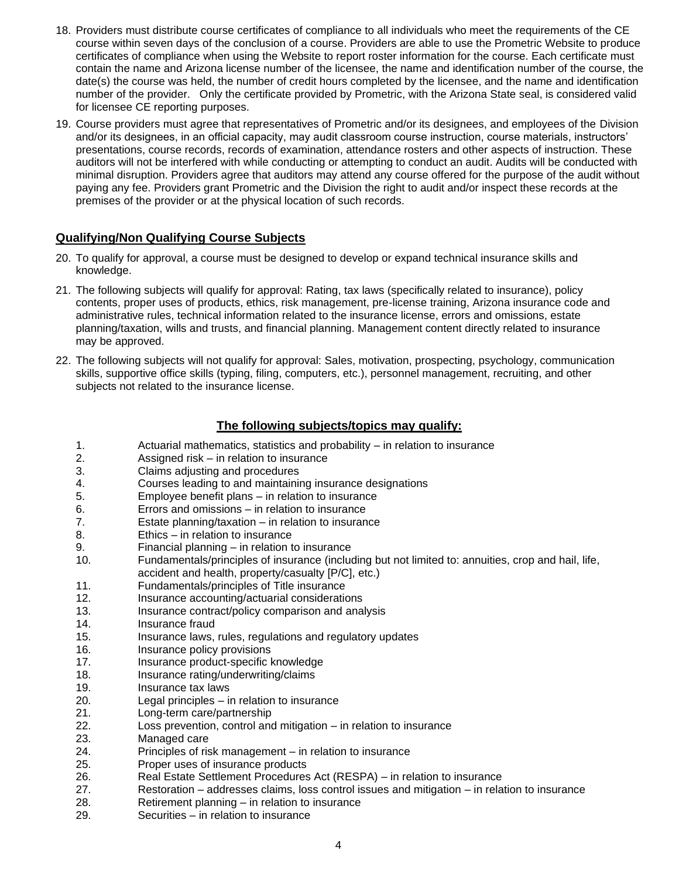18. Providers must distribute course certificates of compliance to all individuals who meet the requirements of the CE course within seven days of the conclusion of a course. Providers are able to use the Prometric Website to produce certificates of compliance when using the Website to report roster information for the course. Each certificate must contain the name and Arizona license number of the licensee, the name and identification number of the course, the date(s) the course was held, the number of credit hours completed by the licensee, and the name and identification number of the provider. Only the certificate provided by Prometric, with the Arizona State seal, is considered valid for licensee CE reporting purposes.

19. Course providers must agree that representatives of Prometric and/or its designees, and employees of the Division and/or its designees, in an official capacity, may audit classroom course instruction, course materials, instructors' presentations, course records, records of examination, attendance rosters and other aspects of instruction. These auditors will not be interfered with while conducting or attempting to conduct an audit. Audits will be conducted with minimal disruption. Providers agree that auditors may attend any course offered for the purpose of the audit without paying any fee. Providers grant Prometric and the Division the right to audit and/or inspect these records at the premises of the provider or at the physical location of such records.

## Qualifying/Non Qualifying Course Subjects

20. To qualify for approval, a course must be designed to develop or expand technical insurance skills and knowledge.

21. The following subjects will qualify for approval: Rating, tax laws (specifically related to insurance), policy contents, proper uses of products, ethics, risk management, pre-license training, Arizona insurance code and administrative rules, technical information related to the insurance license, errors and omissions, estate planning/taxation, wills and trusts, and financial planning. Management content directly related to insurance may be approved.

22. The following subjects will not qualify for approval: Sales, motivation, prospecting, psychology, communication skills, supportive office skills (typing, filing, computers, etc.), personnel management, recruiting, and other subjects not related to the insurance license.

### The following subjects/topics may qualify:

1. Actuarial mathematics, statistics and probability – in relation to insurance
2. Assigned risk – in relation to insurance
3. Claims adjusting and procedures
4. Courses leading to and maintaining insurance designations
5. Employee benefit plans – in relation to insurance
6. Errors and omissions – in relation to insurance
7. Estate planning/taxation – in relation to insurance
8. Ethics – in relation to insurance
9. Financial planning – in relation to insurance
10. Fundamentals/principles of insurance (including but not limited to: annuities, crop and hail, life, accident and health, property/casualty [P/C], etc.)
11. Fundamentals/principles of Title insurance
12. Insurance accounting/actuarial considerations
13. Insurance contract/policy comparison and analysis
14. Insurance fraud
15. Insurance laws, rules, regulations and regulatory updates
16. Insurance policy provisions
17. Insurance product-specific knowledge
18. Insurance rating/underwriting/claims
19. Insurance tax laws
20. Legal principles – in relation to insurance
21. Long-term care/partnership
22. Loss prevention, control and mitigation – in relation to insurance
23. Managed care
24. Principles of risk management – in relation to insurance
25. Proper uses of insurance products
26. Real Estate Settlement Procedures Act (RESPA) – in relation to insurance
27. Restoration – addresses claims, loss control issues and mitigation – in relation to insurance
28. Retirement planning – in relation to insurance
29. Securities – in relation to insurance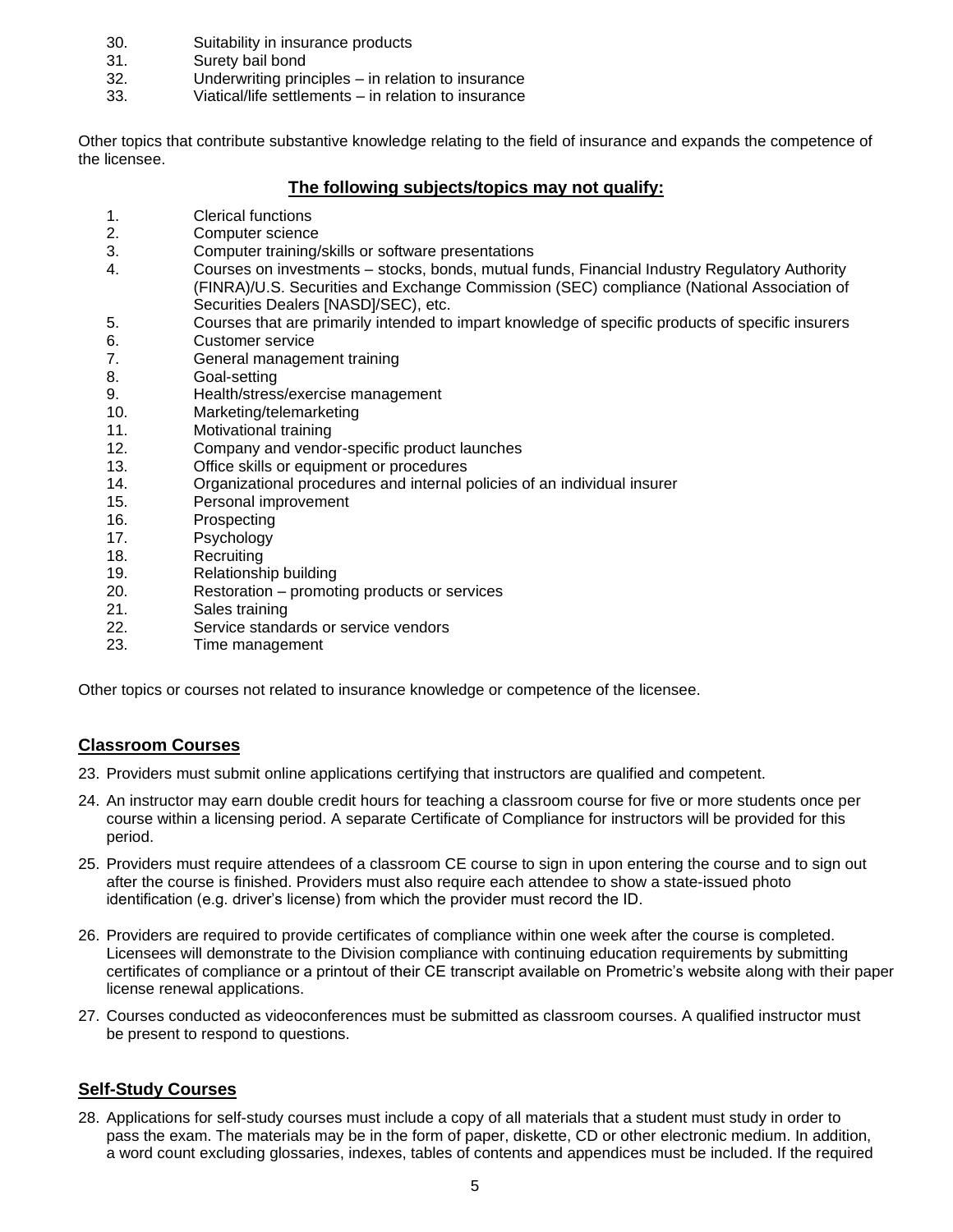30. Suitability in insurance products
31. Surety bail bond
32. Underwriting principles – in relation to insurance
33. Viatical/life settlements – in relation to insurance

Other topics that contribute substantive knowledge relating to the field of insurance and expands the competence of the licensee.

**The following subjects/topics may not qualify:**

1. Clerical functions
2. Computer science
3. Computer training/skills or software presentations
4. Courses on investments – stocks, bonds, mutual funds, Financial Industry Regulatory Authority (FINRA)/U.S. Securities and Exchange Commission (SEC) compliance (National Association of Securities Dealers [NASD]/SEC), etc.
5. Courses that are primarily intended to impart knowledge of specific products of specific insurers
6. Customer service
7. General management training
8. Goal-setting
9. Health/stress/exercise management
10. Marketing/telemarketing
11. Motivational training
12. Company and vendor-specific product launches
13. Office skills or equipment or procedures
14. Organizational procedures and internal policies of an individual insurer
15. Personal improvement
16. Prospecting
17. Psychology
18. Recruiting
19. Relationship building
20. Restoration – promoting products or services
21. Sales training
22. Service standards or service vendors
23. Time management

Other topics or courses not related to insurance knowledge or competence of the licensee.

## Classroom Courses

23. Providers must submit online applications certifying that instructors are qualified and competent.
24. An instructor may earn double credit hours for teaching a classroom course for five or more students once per course within a licensing period. A separate Certificate of Compliance for instructors will be provided for this period.
25. Providers must require attendees of a classroom CE course to sign in upon entering the course and to sign out after the course is finished. Providers must also require each attendee to show a state-issued photo identification (e.g. driver's license) from which the provider must record the ID.
26. Providers are required to provide certificates of compliance within one week after the course is completed. Licensees will demonstrate to the Division compliance with continuing education requirements by submitting certificates of compliance or a printout of their CE transcript available on Prometric's website along with their paper license renewal applications.
27. Courses conducted as videoconferences must be submitted as classroom courses. A qualified instructor must be present to respond to questions.

## Self-Study Courses

28. Applications for self-study courses must include a copy of all materials that a student must study in order to pass the exam. The materials may be in the form of paper, diskette, CD or other electronic medium. In addition, a word count excluding glossaries, indexes, tables of contents and appendices must be included. If the required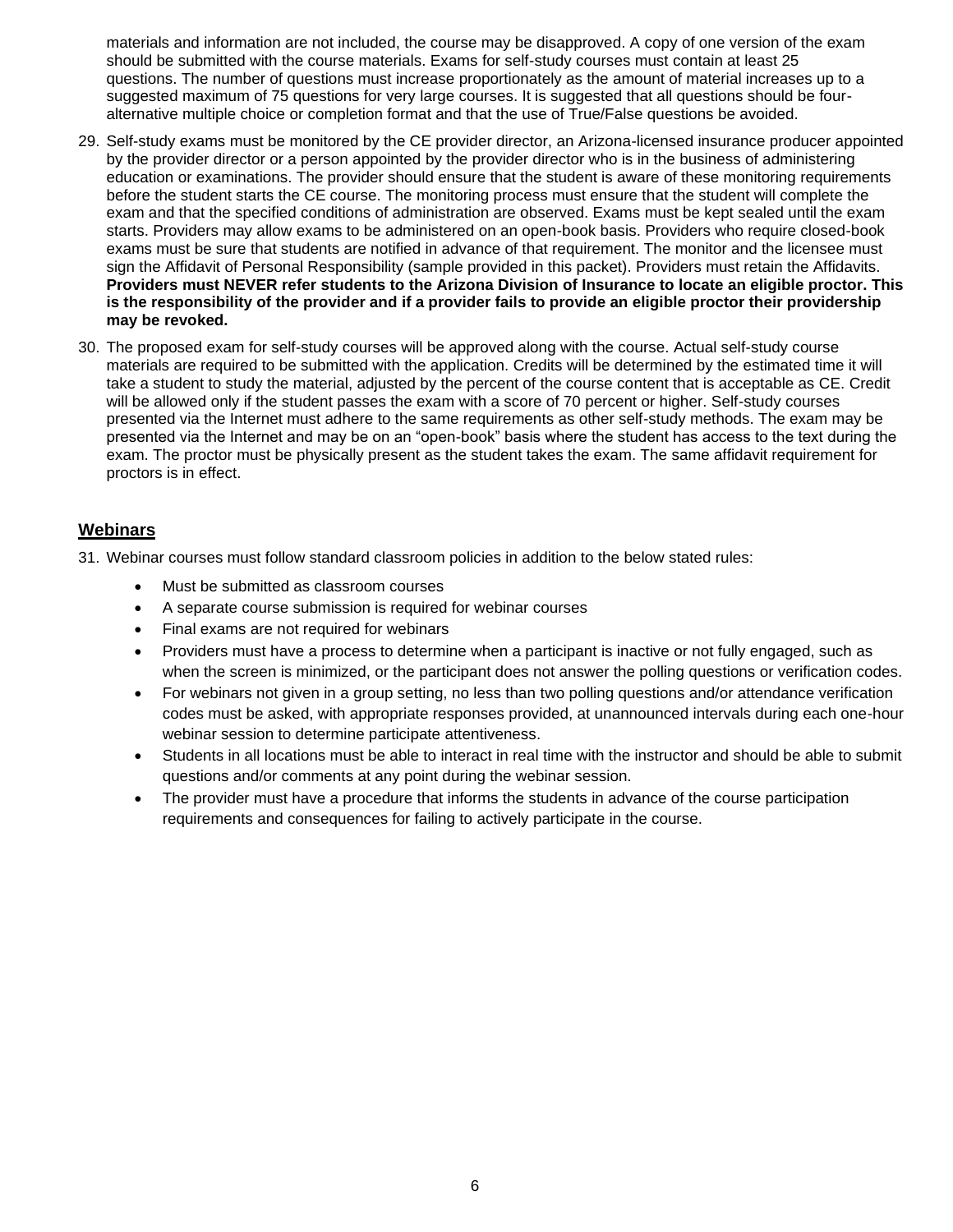materials and information are not included, the course may be disapproved. A copy of one version of the exam should be submitted with the course materials. Exams for self-study courses must contain at least 25 questions. The number of questions must increase proportionately as the amount of material increases up to a suggested maximum of 75 questions for very large courses. It is suggested that all questions should be four-alternative multiple choice or completion format and that the use of True/False questions be avoided.

29. Self-study exams must be monitored by the CE provider director, an Arizona-licensed insurance producer appointed by the provider director or a person appointed by the provider director who is in the business of administering education or examinations. The provider should ensure that the student is aware of these monitoring requirements before the student starts the CE course. The monitoring process must ensure that the student will complete the exam and that the specified conditions of administration are observed. Exams must be kept sealed until the exam starts. Providers may allow exams to be administered on an open-book basis. Providers who require closed-book exams must be sure that students are notified in advance of that requirement. The monitor and the licensee must sign the Affidavit of Personal Responsibility (sample provided in this packet). Providers must retain the Affidavits. **Providers must NEVER refer students to the Arizona Division of Insurance to locate an eligible proctor. This is the responsibility of the provider and if a provider fails to provide an eligible proctor their providership may be revoked.**

30. The proposed exam for self-study courses will be approved along with the course. Actual self-study course materials are required to be submitted with the application. Credits will be determined by the estimated time it will take a student to study the material, adjusted by the percent of the course content that is acceptable as CE. Credit will be allowed only if the student passes the exam with a score of 70 percent or higher. Self-study courses presented via the Internet must adhere to the same requirements as other self-study methods. The exam may be presented via the Internet and may be on an "open-book" basis where the student has access to the text during the exam. The proctor must be physically present as the student takes the exam. The same affidavit requirement for proctors is in effect.

## Webinars

31. Webinar courses must follow standard classroom policies in addition to the below stated rules:
    - Must be submitted as classroom courses
    - A separate course submission is required for webinar courses
    - Final exams are not required for webinars
    - Providers must have a process to determine when a participant is inactive or not fully engaged, such as when the screen is minimized, or the participant does not answer the polling questions or verification codes.
    - For webinars not given in a group setting, no less than two polling questions and/or attendance verification codes must be asked, with appropriate responses provided, at unannounced intervals during each one-hour webinar session to determine participate attentiveness.
    - Students in all locations must be able to interact in real time with the instructor and should be able to submit questions and/or comments at any point during the webinar session.
    - The provider must have a procedure that informs the students in advance of the course participation requirements and consequences for failing to actively participate in the course.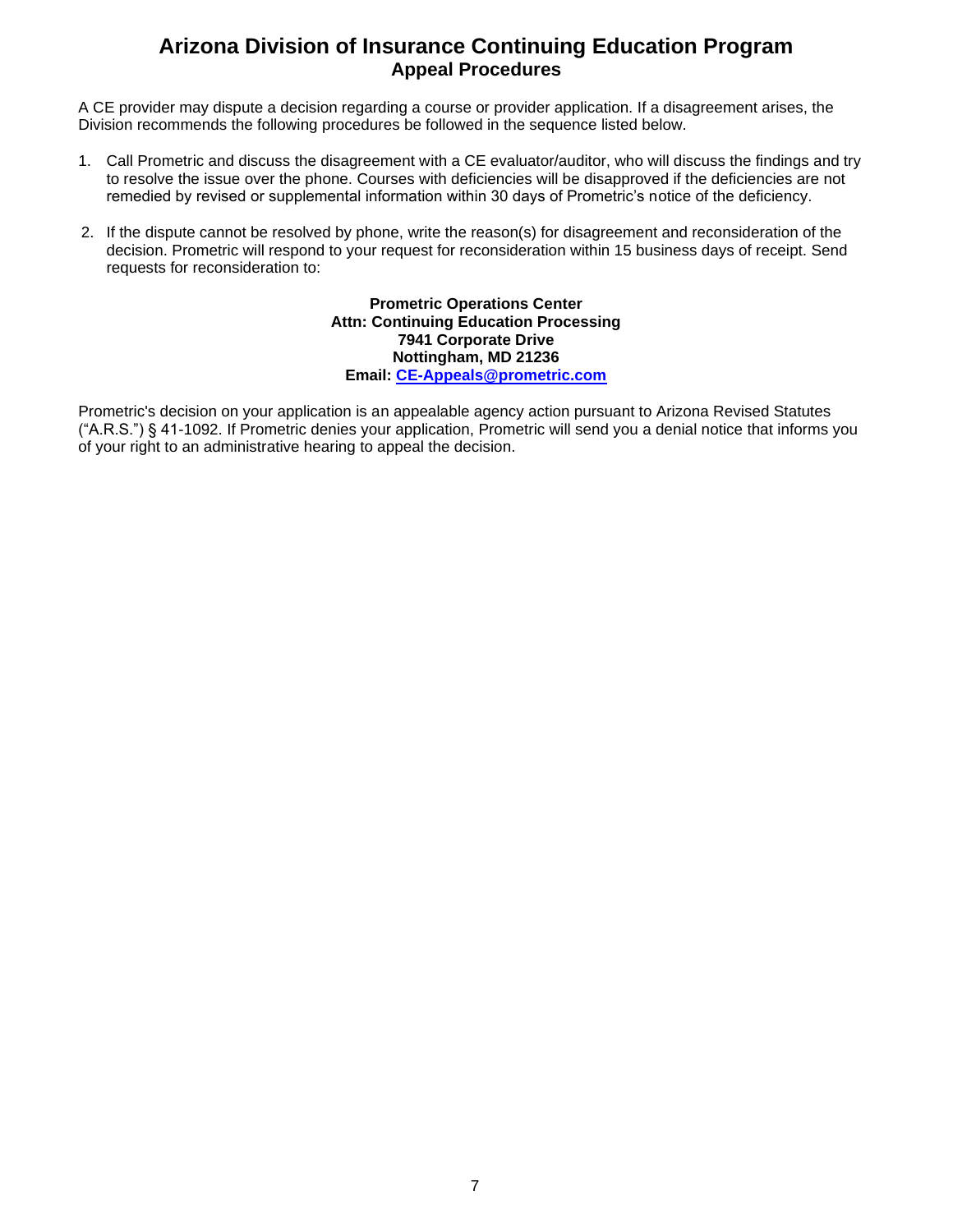# Arizona Division of Insurance Continuing Education Program

## Appeal Procedures

A CE provider may dispute a decision regarding a course or provider application. If a disagreement arises, the Division recommends the following procedures be followed in the sequence listed below.

1. Call Prometric and discuss the disagreement with a CE evaluator/auditor, who will discuss the findings and try to resolve the issue over the phone. Courses with deficiencies will be disapproved if the deficiencies are not remedied by revised or supplemental information within 30 days of Prometric's notice of the deficiency.

2. If the dispute cannot be resolved by phone, write the reason(s) for disagreement and reconsideration of the decision. Prometric will respond to your request for reconsideration within 15 business days of receipt. Send requests for reconsideration to:

**Prometric Operations Center**
**Attn: Continuing Education Processing**
**7941 Corporate Drive**
**Nottingham, MD 21236**
**Email: CE-Appeals@prometric.com**

Prometric's decision on your application is an appealable agency action pursuant to Arizona Revised Statutes ("A.R.S.") § 41-1092. If Prometric denies your application, Prometric will send you a denial notice that informs you of your right to an administrative hearing to appeal the decision.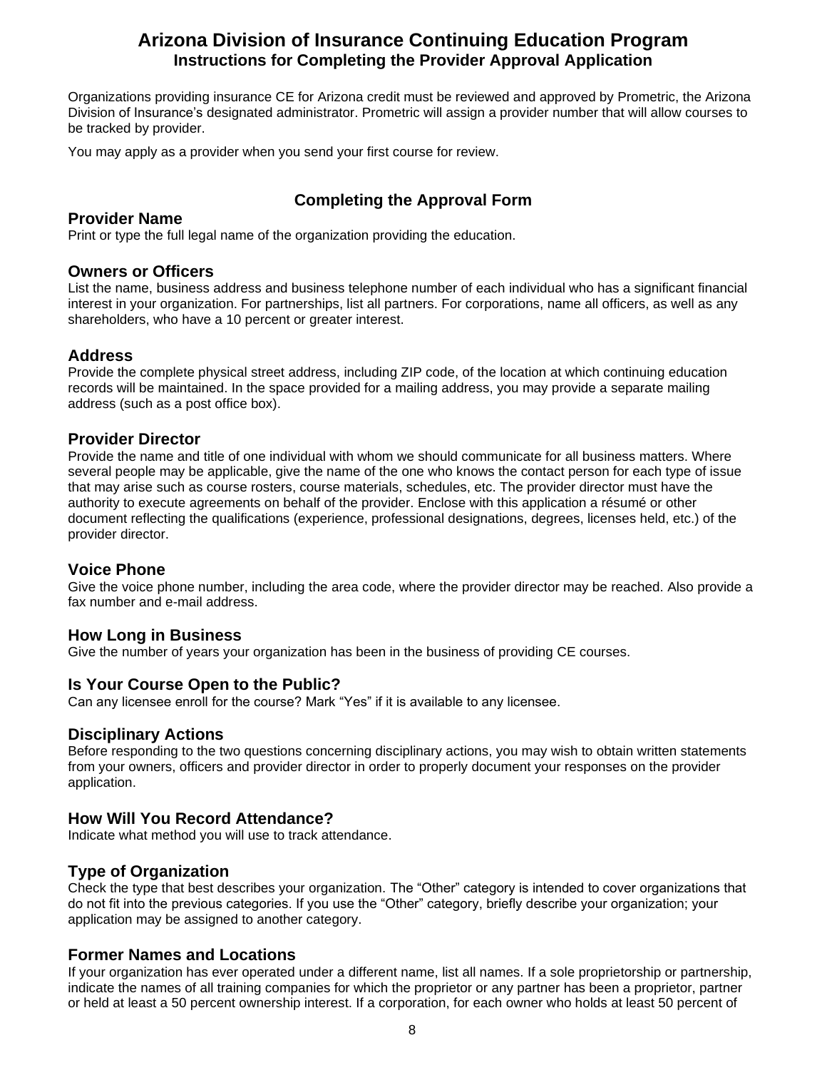# Arizona Division of Insurance Continuing Education Program

## Instructions for Completing the Provider Approval Application

Organizations providing insurance CE for Arizona credit must be reviewed and approved by Prometric, the Arizona Division of Insurance's designated administrator. Prometric will assign a provider number that will allow courses to be tracked by provider.

You may apply as a provider when you send your first course for review.

## Completing the Approval Form

### Provider Name

Print or type the full legal name of the organization providing the education.

### Owners or Officers

List the name, business address and business telephone number of each individual who has a significant financial interest in your organization. For partnerships, list all partners. For corporations, name all officers, as well as any shareholders, who have a 10 percent or greater interest.

### Address

Provide the complete physical street address, including ZIP code, of the location at which continuing education records will be maintained. In the space provided for a mailing address, you may provide a separate mailing address (such as a post office box).

### Provider Director

Provide the name and title of one individual with whom we should communicate for all business matters. Where several people may be applicable, give the name of the one who knows the contact person for each type of issue that may arise such as course rosters, course materials, schedules, etc. The provider director must have the authority to execute agreements on behalf of the provider. Enclose with this application a résumé or other document reflecting the qualifications (experience, professional designations, degrees, licenses held, etc.) of the provider director.

### Voice Phone

Give the voice phone number, including the area code, where the provider director may be reached. Also provide a fax number and e-mail address.

### How Long in Business

Give the number of years your organization has been in the business of providing CE courses.

### Is Your Course Open to the Public?

Can any licensee enroll for the course? Mark "Yes" if it is available to any licensee.

### Disciplinary Actions

Before responding to the two questions concerning disciplinary actions, you may wish to obtain written statements from your owners, officers and provider director in order to properly document your responses on the provider application.

### How Will You Record Attendance?

Indicate what method you will use to track attendance.

### Type of Organization

Check the type that best describes your organization. The "Other" category is intended to cover organizations that do not fit into the previous categories. If you use the "Other" category, briefly describe your organization; your application may be assigned to another category.

### Former Names and Locations

If your organization has ever operated under a different name, list all names. If a sole proprietorship or partnership, indicate the names of all training companies for which the proprietor or any partner has been a proprietor, partner or held at least a 50 percent ownership interest. If a corporation, for each owner who holds at least 50 percent of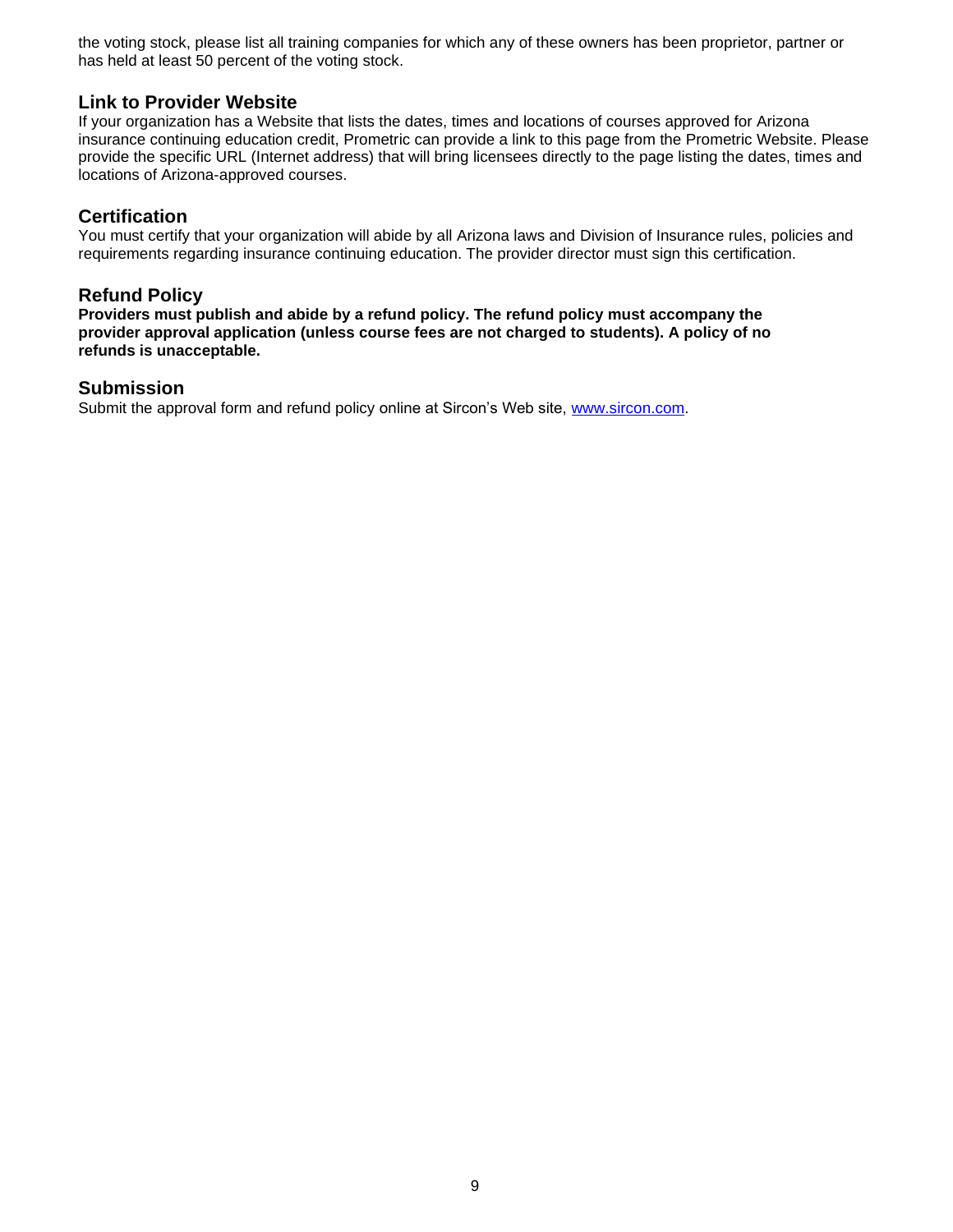the voting stock, please list all training companies for which any of these owners has been proprietor, partner or has held at least 50 percent of the voting stock.

## Link to Provider Website

If your organization has a Website that lists the dates, times and locations of courses approved for Arizona insurance continuing education credit, Prometric can provide a link to this page from the Prometric Website. Please provide the specific URL (Internet address) that will bring licensees directly to the page listing the dates, times and locations of Arizona-approved courses.

## Certification

You must certify that your organization will abide by all Arizona laws and Division of Insurance rules, policies and requirements regarding insurance continuing education. The provider director must sign this certification.

## Refund Policy

**Providers must publish and abide by a refund policy. The refund policy must accompany the provider approval application (unless course fees are not charged to students). A policy of no refunds is unacceptable.**

## Submission

Submit the approval form and refund policy online at Sircon's Web site, [www.sircon.com](http://www.sircon.com).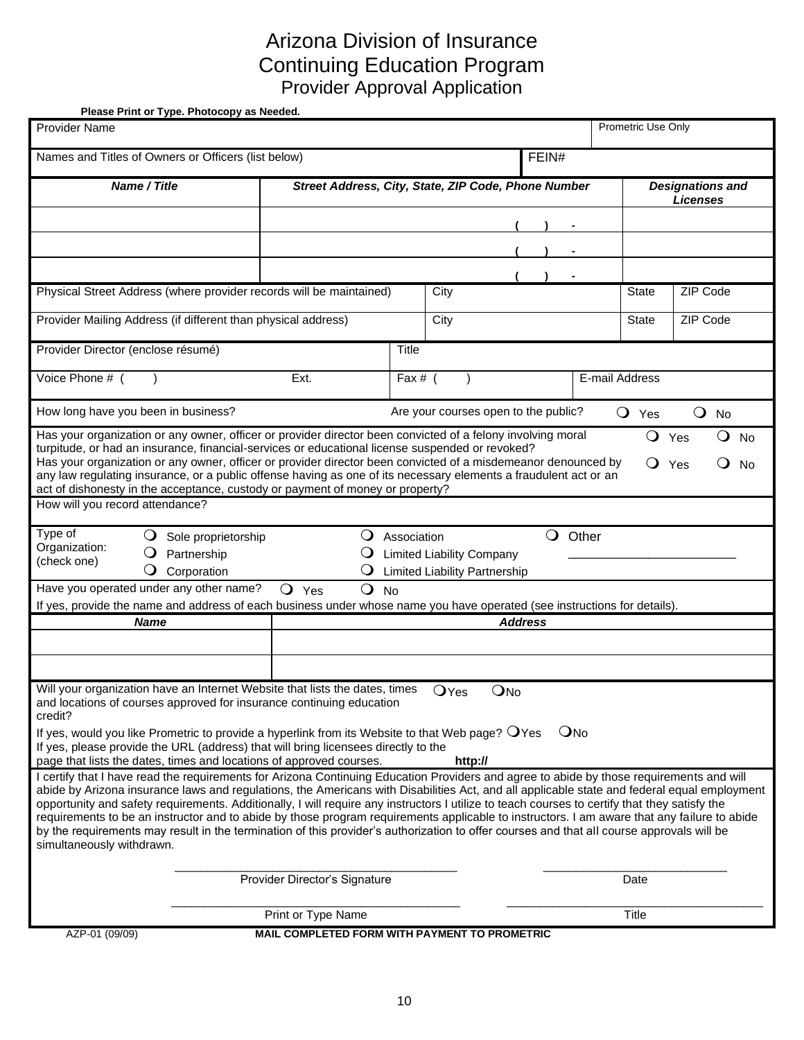# Arizona Division of Insurance
# Continuing Education Program
## Provider Approval Application

**Please Print or Type. Photocopy as Needed.**

| Provider Name | | | Prometric Use Only |
|---|---|---|---|
| Names and Titles of Owners or Officers (list below) | | FEIN# | |

| *Name / Title* | *Street Address, City, State, ZIP Code, Phone Number* | *Designations and Licenses* |
|---|---|---|
| | ( ) - | |
| | ( ) - | |
| | ( ) - | |

| Physical Street Address (where provider records will be maintained) | City | State | ZIP Code |
|---|---|---|---|
| Provider Mailing Address (if different than physical address) | City | State | ZIP Code |

| Provider Director (enclose résumé) | Title | |
|---|---|---|
| Voice Phone # ( ) Ext. | Fax # ( ) | E-mail Address |

How long have you been in business? Are your courses open to the public? ❍ Yes ❍ No

Has your organization or any owner, officer or provider director been convicted of a felony involving moral turpitude, or had an insurance, financial-services or educational license suspended or revoked? ❍ Yes ❍ No

Has your organization or any owner, officer or provider director been convicted of a misdemeanor denounced by any law regulating insurance, or a public offense having as one of its necessary elements a fraudulent act or an act of dishonesty in the acceptance, custody or payment of money or property? ❍ Yes ❍ No

How will you record attendance?

Type of Organization: (check one)

- ❍ Sole proprietorship
- ❍ Partnership
- ❍ Corporation
- ❍ Association
- ❍ Limited Liability Company
- ❍ Limited Liability Partnership
- ❍ Other ________________________

Have you operated under any other name? ❍ Yes ❍ No

If yes, provide the name and address of each business under whose name you have operated (see instructions for details).

| *Name* | *Address* |
|---|---|
| | |
| | |

Will your organization have an Internet Website that lists the dates, times and locations of courses approved for insurance continuing education credit? ❍Yes ❍No

If yes, would you like Prometric to provide a hyperlink from its Website to that Web page? ❍Yes ❍No

If yes, please provide the URL (address) that will bring licensees directly to the page that lists the dates, times and locations of approved courses. **http://**

I certify that I have read the requirements for Arizona Continuing Education Providers and agree to abide by those requirements and will abide by Arizona insurance laws and regulations, the Americans with Disabilities Act, and all applicable state and federal equal employment opportunity and safety requirements. Additionally, I will require any instructors I utilize to teach courses to certify that they satisfy the requirements to be an instructor and to abide by those program requirements applicable to instructors. I am aware that any failure to abide by the requirements may result in the termination of this provider's authorization to offer courses and that all course approvals will be simultaneously withdrawn.

_______________________________ Provider Director's Signature     _______________________ Date

_______________________________ Print or Type Name     _______________________ Title

AZP-01 (09/09)     **MAIL COMPLETED FORM WITH PAYMENT TO PROMETRIC**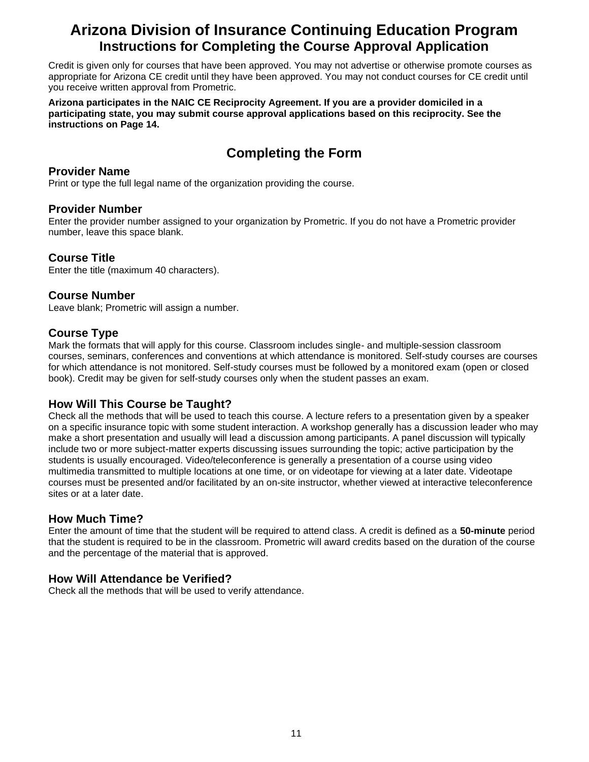# Arizona Division of Insurance Continuing Education Program

## Instructions for Completing the Course Approval Application

Credit is given only for courses that have been approved. You may not advertise or otherwise promote courses as appropriate for Arizona CE credit until they have been approved. You may not conduct courses for CE credit until you receive written approval from Prometric.

**Arizona participates in the NAIC CE Reciprocity Agreement. If you are a provider domiciled in a participating state, you may submit course approval applications based on this reciprocity. See the instructions on Page 14.**

## Completing the Form

### Provider Name

Print or type the full legal name of the organization providing the course.

### Provider Number

Enter the provider number assigned to your organization by Prometric. If you do not have a Prometric provider number, leave this space blank.

### Course Title

Enter the title (maximum 40 characters).

### Course Number

Leave blank; Prometric will assign a number.

### Course Type

Mark the formats that will apply for this course. Classroom includes single- and multiple-session classroom courses, seminars, conferences and conventions at which attendance is monitored. Self-study courses are courses for which attendance is not monitored. Self-study courses must be followed by a monitored exam (open or closed book). Credit may be given for self-study courses only when the student passes an exam.

### How Will This Course be Taught?

Check all the methods that will be used to teach this course. A lecture refers to a presentation given by a speaker on a specific insurance topic with some student interaction. A workshop generally has a discussion leader who may make a short presentation and usually will lead a discussion among participants. A panel discussion will typically include two or more subject-matter experts discussing issues surrounding the topic; active participation by the students is usually encouraged. Video/teleconference is generally a presentation of a course using video multimedia transmitted to multiple locations at one time, or on videotape for viewing at a later date. Videotape courses must be presented and/or facilitated by an on-site instructor, whether viewed at interactive teleconference sites or at a later date.

### How Much Time?

Enter the amount of time that the student will be required to attend class. A credit is defined as a **50-minute** period that the student is required to be in the classroom. Prometric will award credits based on the duration of the course and the percentage of the material that is approved.

### How Will Attendance be Verified?

Check all the methods that will be used to verify attendance.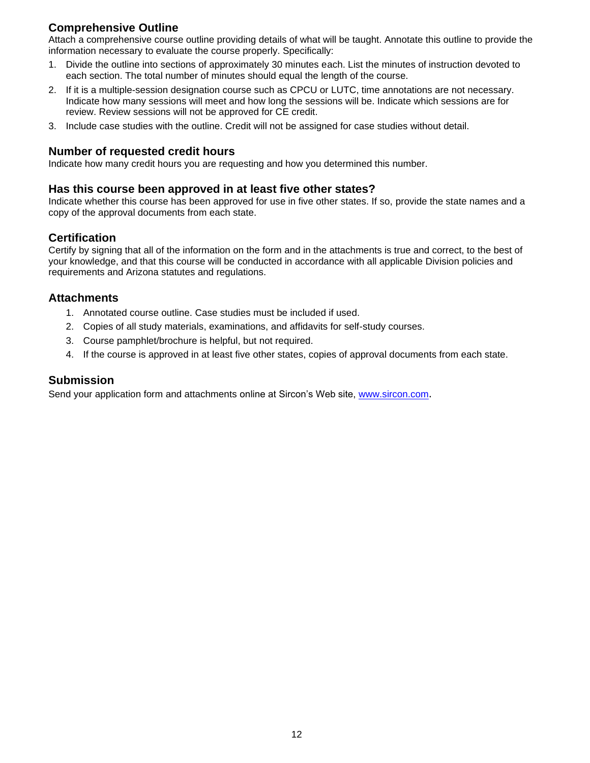## Comprehensive Outline

Attach a comprehensive course outline providing details of what will be taught. Annotate this outline to provide the information necessary to evaluate the course properly. Specifically:

1. Divide the outline into sections of approximately 30 minutes each. List the minutes of instruction devoted to each section. The total number of minutes should equal the length of the course.
2. If it is a multiple-session designation course such as CPCU or LUTC, time annotations are not necessary. Indicate how many sessions will meet and how long the sessions will be. Indicate which sessions are for review. Review sessions will not be approved for CE credit.
3. Include case studies with the outline. Credit will not be assigned for case studies without detail.

## Number of requested credit hours

Indicate how many credit hours you are requesting and how you determined this number.

## Has this course been approved in at least five other states?

Indicate whether this course has been approved for use in five other states. If so, provide the state names and a copy of the approval documents from each state.

## Certification

Certify by signing that all of the information on the form and in the attachments is true and correct, to the best of your knowledge, and that this course will be conducted in accordance with all applicable Division policies and requirements and Arizona statutes and regulations.

## Attachments

1. Annotated course outline. Case studies must be included if used.
2. Copies of all study materials, examinations, and affidavits for self-study courses.
3. Course pamphlet/brochure is helpful, but not required.
4. If the course is approved in at least five other states, copies of approval documents from each state.

## Submission

Send your application form and attachments online at Sircon's Web site, [www.sircon.com](http://www.sircon.com).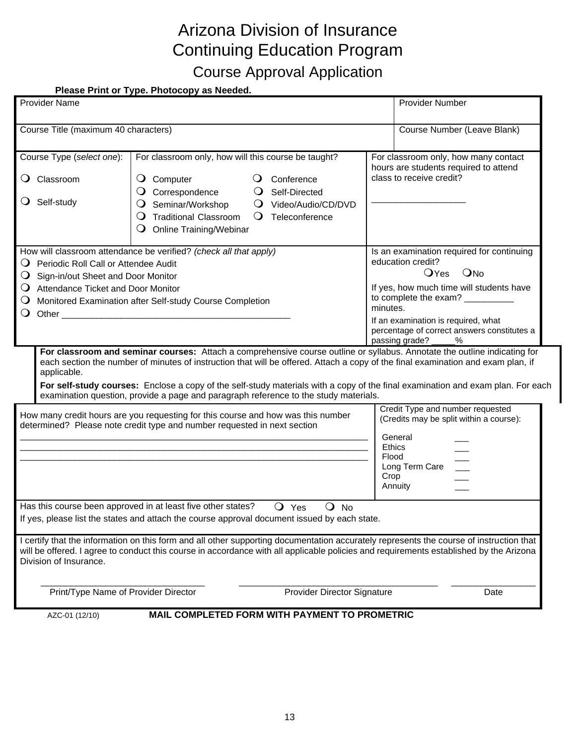# Arizona Division of Insurance
# Continuing Education Program
## Course Approval Application

**Please Print or Type. Photocopy as Needed.**

| Provider Name | Provider Number |
|---|---|
| | |

| Course Title (maximum 40 characters) | Course Number (Leave Blank) |
|---|---|
| | |

Course Type (*select one*):

- ❍ Classroom
- ❍ Self-study

For classroom only, how will this course be taught?

- ❍ Computer
- ❍ Conference
- ❍ Correspondence
- ❍ Self-Directed
- ❍ Seminar/Workshop
- ❍ Video/Audio/CD/DVD
- ❍ Traditional Classroom
- ❍ Teleconference
- ❍ Online Training/Webinar

For classroom only, how many contact hours are students required to attend class to receive credit?

___________________

How will classroom attendance be verified? *(check all that apply)*

- ❍ Periodic Roll Call or Attendee Audit
- ❍ Sign-in/out Sheet and Door Monitor
- ❍ Attendance Ticket and Door Monitor
- ❍ Monitored Examination after Self-study Course Completion
- ❍ Other _______________________________________________

Is an examination required for continuing education credit?

❍ Yes ❍ No

If yes, how much time will students have to complete the exam? __________ minutes.

If an examination is required, what percentage of correct answers constitutes a passing grade? _____%

**For classroom and seminar courses:** Attach a comprehensive course outline or syllabus. Annotate the outline indicating for each section the number of minutes of instruction that will be offered. Attach a copy of the final examination and exam plan, if applicable.

**For self-study courses:** Enclose a copy of the self-study materials with a copy of the final examination and exam plan. For each examination question, provide a page and paragraph reference to the study materials.

How many credit hours are you requesting for this course and how was this number determined? Please note credit type and number requested in next section

___________________________________________________________________________

___________________________________________________________________________

___________________________________________________________________________

Credit Type and number requested (Credits may be split within a course):

| | |
|---|---|
| General | ___ |
| Ethics | ___ |
| Flood | ___ |
| Long Term Care | ___ |
| Crop | ___ |
| Annuity | ___ |

Has this course been approved in at least five other states? ❍ Yes ❍ No

If yes, please list the states and attach the course approval document issued by each state.

I certify that the information on this form and all other supporting documentation accurately represents the course of instruction that will be offered. I agree to conduct this course in accordance with all applicable policies and requirements established by the Arizona Division of Insurance.

| _______________________________ | _______________________________ | ________________ |
|---|---|---|
| Print/Type Name of Provider Director | Provider Director Signature | Date |

AZC-01 (12/10) **MAIL COMPLETED FORM WITH PAYMENT TO PROMETRIC**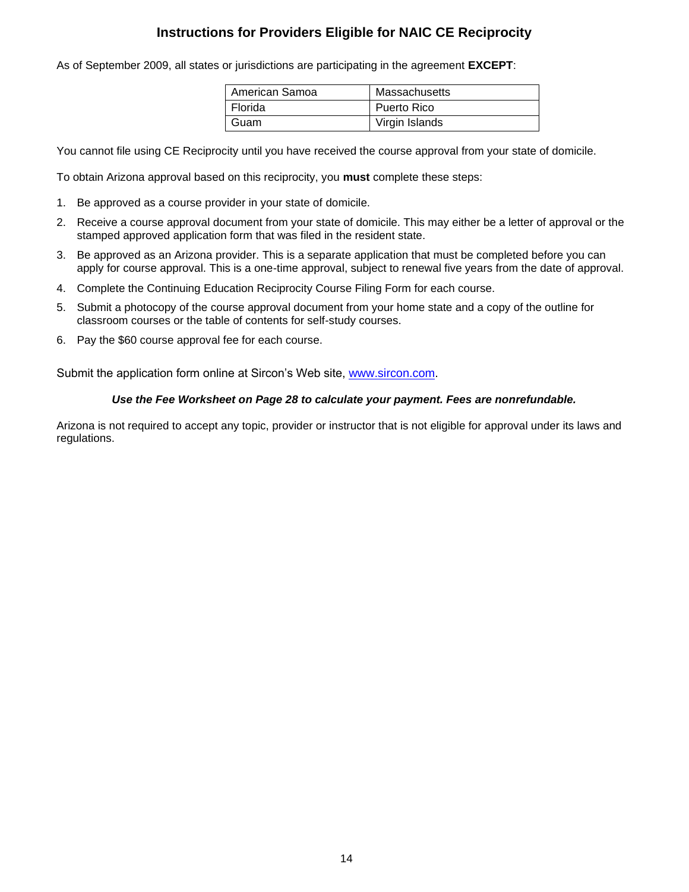## Instructions for Providers Eligible for NAIC CE Reciprocity

As of September 2009, all states or jurisdictions are participating in the agreement **EXCEPT**:

| | |
|---|---|
| American Samoa | Massachusetts |
| Florida | Puerto Rico |
| Guam | Virgin Islands |

You cannot file using CE Reciprocity until you have received the course approval from your state of domicile.

To obtain Arizona approval based on this reciprocity, you **must** complete these steps:

1. Be approved as a course provider in your state of domicile.
2. Receive a course approval document from your state of domicile. This may either be a letter of approval or the stamped approved application form that was filed in the resident state.
3. Be approved as an Arizona provider. This is a separate application that must be completed before you can apply for course approval. This is a one-time approval, subject to renewal five years from the date of approval.
4. Complete the Continuing Education Reciprocity Course Filing Form for each course.
5. Submit a photocopy of the course approval document from your home state and a copy of the outline for classroom courses or the table of contents for self-study courses.
6. Pay the $60 course approval fee for each course.

Submit the application form online at Sircon's Web site, [www.sircon.com](http://www.sircon.com).

***Use the Fee Worksheet on Page 28 to calculate your payment. Fees are nonrefundable.***

Arizona is not required to accept any topic, provider or instructor that is not eligible for approval under its laws and regulations.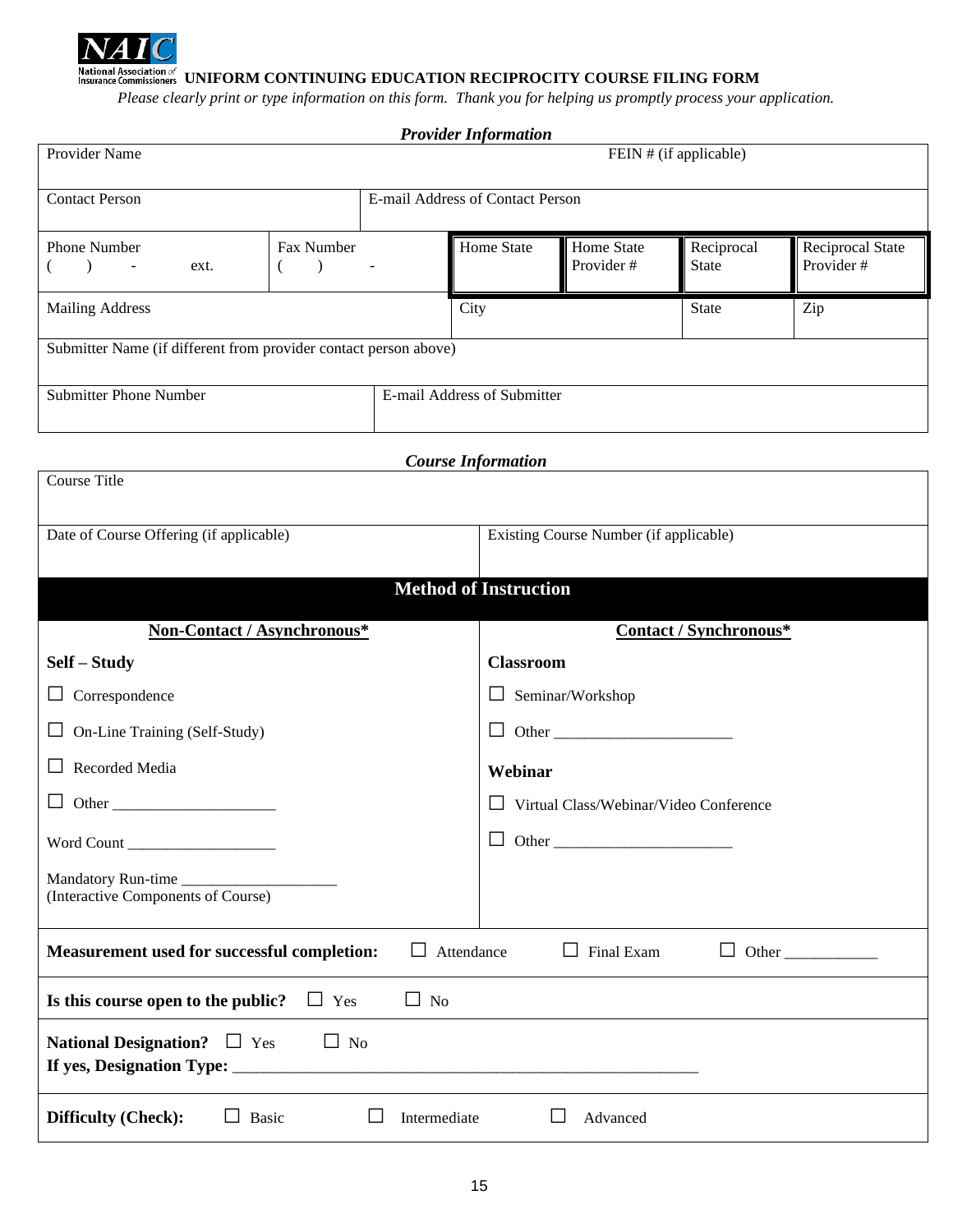National Association of Insurance Commissioners

# UNIFORM CONTINUING EDUCATION RECIPROCITY COURSE FILING FORM

*Please clearly print or type information on this form. Thank you for helping us promptly process your application.*

## *Provider Information*

| Provider Name | | | FEIN # (if applicable) | | |
|---|---|---|---|---|---|
| Contact Person | E-mail Address of Contact Person | | | | |
| Phone Number ( ) - ext. | Fax Number ( ) - | Home State | Home State Provider # | Reciprocal State | Reciprocal State Provider # |
| Mailing Address | | City | | State | Zip |
| Submitter Name (if different from provider contact person above) | | | | | |
| Submitter Phone Number | E-mail Address of Submitter | | | | |

## *Course Information*

| Course Title | |
|---|---|
| Date of Course Offering (if applicable) | Existing Course Number (if applicable) |

### Method of Instruction

| Non-Contact / Asynchronous* | Contact / Synchronous* |
|---|---|
| **Self – Study** | **Classroom** |
| ☐ Correspondence | ☐ Seminar/Workshop |
| ☐ On-Line Training (Self-Study) | ☐ Other ______________________ |
| ☐ Recorded Media | **Webinar** |
| ☐ Other ____________________ | ☐ Virtual Class/Webinar/Video Conference |
| Word Count ___________________ | ☐ Other ______________________ |
| Mandatory Run-time ____________________ (Interactive Components of Course) | |

**Measurement used for successful completion:** ☐ Attendance ☐ Final Exam ☐ Other ___________

**Is this course open to the public?** ☐ Yes ☐ No

**National Designation?** ☐ Yes ☐ No
**If yes, Designation Type:** ___________________________________________________________

**Difficulty (Check):** ☐ Basic ☐ Intermediate ☐ Advanced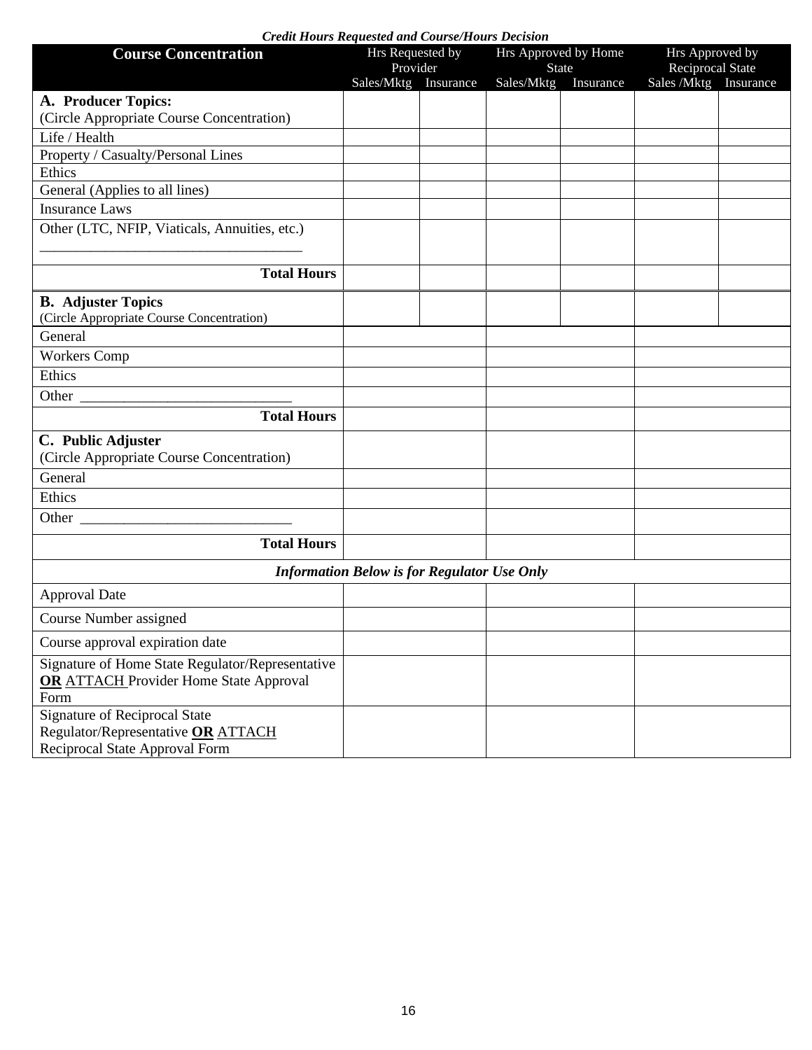***Credit Hours Requested and Course/Hours Decision***

| Course Concentration | Hrs Requested by Provider | | Hrs Approved by Home State | | Hrs Approved by Reciprocal State | |
|---|---|---|---|---|---|---|
| | Sales/Mktg | Insurance | Sales/Mktg | Insurance | Sales /Mktg | Insurance |
| **A. Producer Topics:** (Circle Appropriate Course Concentration) | | | | | | |
| Life / Health | | | | | | |
| Property / Casualty/Personal Lines | | | | | | |
| Ethics | | | | | | |
| General (Applies to all lines) | | | | | | |
| Insurance Laws | | | | | | |
| Other (LTC, NFIP, Viaticals, Annuities, etc.) ___________________________________ | | | | | | |
| **Total Hours** | | | | | | |
| **B. Adjuster Topics** (Circle Appropriate Course Concentration) | | | | | | |
| General | | | | | | |
| Workers Comp | | | | | | |
| Ethics | | | | | | |
| Other _____________________________ | | | | | | |
| **Total Hours** | | | | | | |
| **C. Public Adjuster** (Circle Appropriate Course Concentration) | | | | | | |
| General | | | | | | |
| Ethics | | | | | | |
| Other _____________________________ | | | | | | |
| **Total Hours** | | | | | | |
| ***Information Below is for Regulator Use Only*** | | | | | | |
| Approval Date | | | | | | |
| Course Number assigned | | | | | | |
| Course approval expiration date | | | | | | |
| Signature of Home State Regulator/Representative **OR** ATTACH Provider Home State Approval Form | | | | | | |
| Signature of Reciprocal State Regulator/Representative **OR** ATTACH Reciprocal State Approval Form | | | | | | |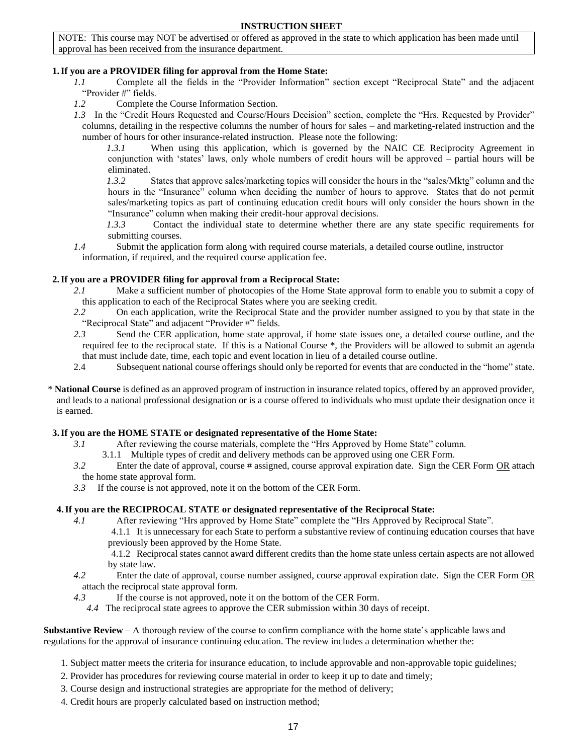# INSTRUCTION SHEET

NOTE: This course may NOT be advertised or offered as approved in the state to which application has been made until approval has been received from the insurance department.

**1. If you are a PROVIDER filing for approval from the Home State:**

*1.1* Complete all the fields in the "Provider Information" section except "Reciprocal State" and the adjacent "Provider #" fields.

*1.2* Complete the Course Information Section.

*1.3* In the "Credit Hours Requested and Course/Hours Decision" section, complete the "Hrs. Requested by Provider" columns, detailing in the respective columns the number of hours for sales – and marketing-related instruction and the number of hours for other insurance-related instruction. Please note the following:

*1.3.1* When using this application, which is governed by the NAIC CE Reciprocity Agreement in conjunction with 'states' laws, only whole numbers of credit hours will be approved – partial hours will be eliminated.

*1.3.2* States that approve sales/marketing topics will consider the hours in the "sales/Mktg" column and the hours in the "Insurance" column when deciding the number of hours to approve. States that do not permit sales/marketing topics as part of continuing education credit hours will only consider the hours shown in the "Insurance" column when making their credit-hour approval decisions.

*1.3.3* Contact the individual state to determine whether there are any state specific requirements for submitting courses.

*1.4* Submit the application form along with required course materials, a detailed course outline, instructor information, if required, and the required course application fee.

**2. If you are a PROVIDER filing for approval from a Reciprocal State:**

*2.1* Make a sufficient number of photocopies of the Home State approval form to enable you to submit a copy of this application to each of the Reciprocal States where you are seeking credit.

*2.2* On each application, write the Reciprocal State and the provider number assigned to you by that state in the "Reciprocal State" and adjacent "Provider #" fields.

*2.3* Send the CER application, home state approval, if home state issues one, a detailed course outline, and the required fee to the reciprocal state. If this is a National Course *, the Providers will be allowed to submit an agenda that must include date, time, each topic and event location in lieu of a detailed course outline.

2.4 Subsequent national course offerings should only be reported for events that are conducted in the "home" state.

\* **National Course** is defined as an approved program of instruction in insurance related topics, offered by an approved provider, and leads to a national professional designation or is a course offered to individuals who must update their designation once it is earned.

**3. If you are the HOME STATE or designated representative of the Home State:**

*3.1* After reviewing the course materials, complete the "Hrs Approved by Home State" column.

3.1.1 Multiple types of credit and delivery methods can be approved using one CER Form.

*3.2* Enter the date of approval, course # assigned, course approval expiration date. Sign the CER Form OR attach the home state approval form.

*3.3* If the course is not approved, note it on the bottom of the CER Form.

**4. If you are the RECIPROCAL STATE or designated representative of the Reciprocal State:**

*4.1* After reviewing "Hrs approved by Home State" complete the "Hrs Approved by Reciprocal State".

4.1.1 It is unnecessary for each State to perform a substantive review of continuing education courses that have previously been approved by the Home State.

4.1.2 Reciprocal states cannot award different credits than the home state unless certain aspects are not allowed by state law.

*4.2* Enter the date of approval, course number assigned, course approval expiration date. Sign the CER Form OR attach the reciprocal state approval form.

*4.3* If the course is not approved, note it on the bottom of the CER Form.

*4.4* The reciprocal state agrees to approve the CER submission within 30 days of receipt.

**Substantive Review** – A thorough review of the course to confirm compliance with the home state's applicable laws and regulations for the approval of insurance continuing education. The review includes a determination whether the:

1. Subject matter meets the criteria for insurance education, to include approvable and non-approvable topic guidelines;
2. Provider has procedures for reviewing course material in order to keep it up to date and timely;
3. Course design and instructional strategies are appropriate for the method of delivery;
4. Credit hours are properly calculated based on instruction method;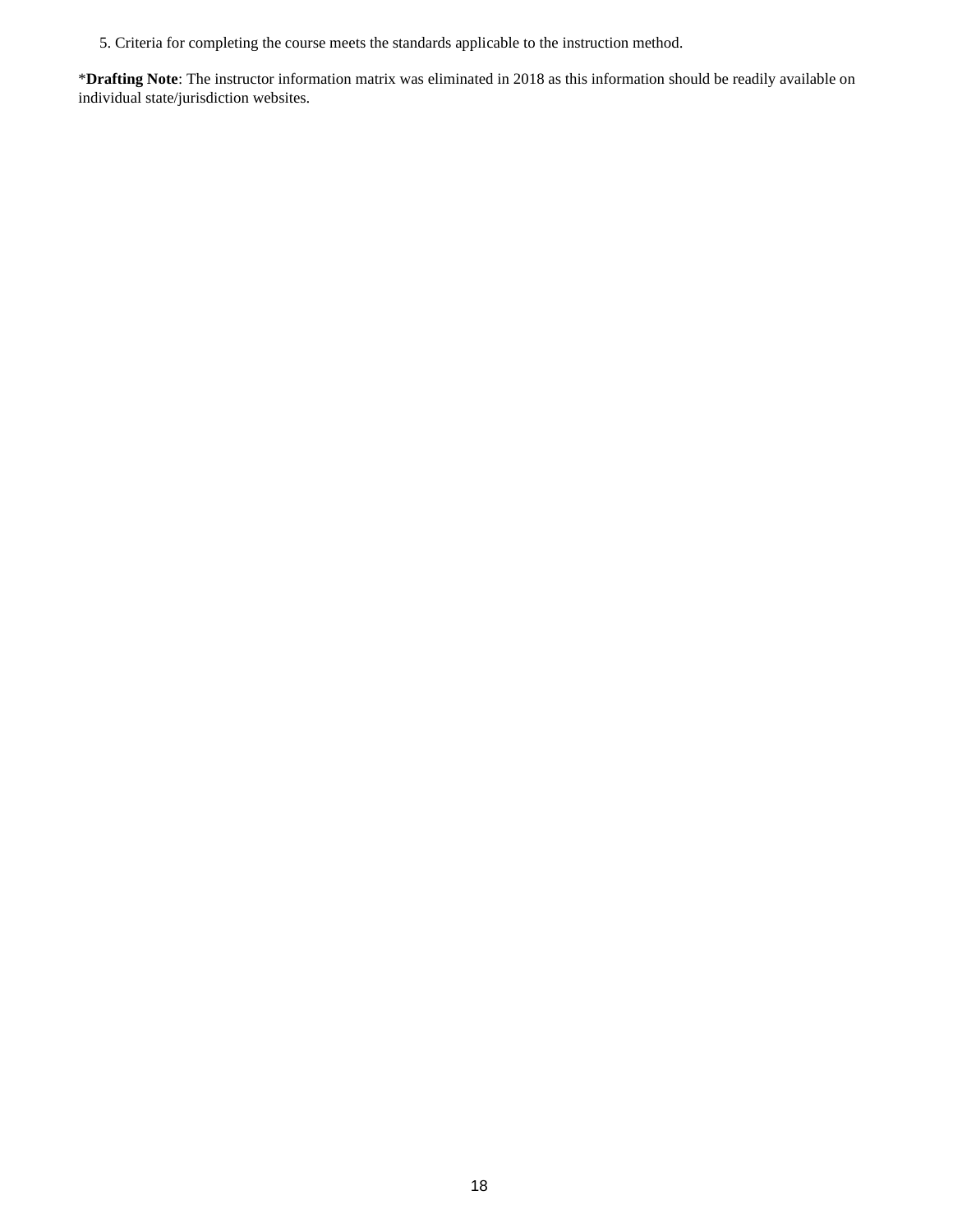5. Criteria for completing the course meets the standards applicable to the instruction method.

***Drafting Note**: The instructor information matrix was eliminated in 2018 as this information should be readily available on individual state/jurisdiction websites.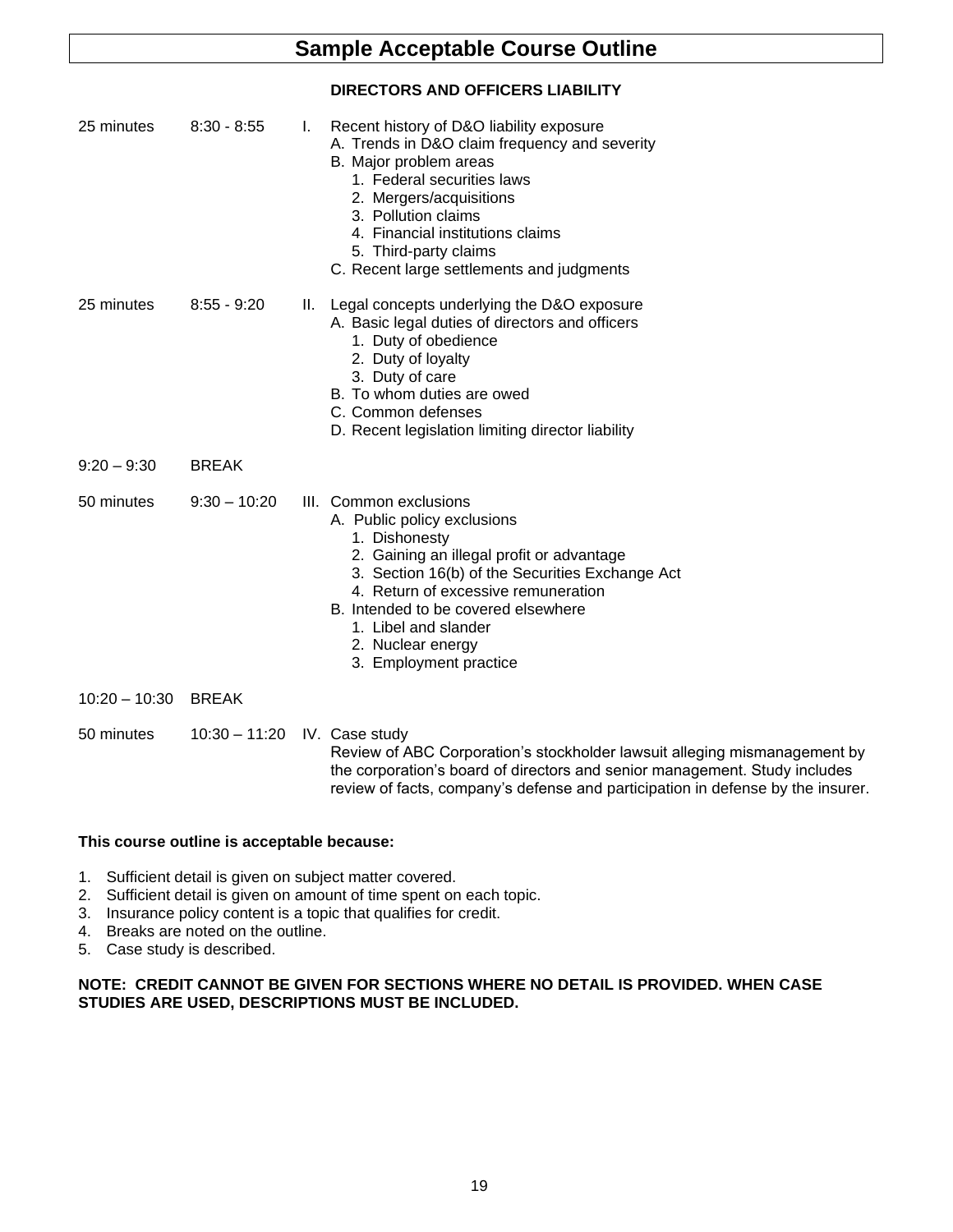# Sample Acceptable Course Outline

**DIRECTORS AND OFFICERS LIABILITY**

25 minutes 8:30 - 8:55

I. Recent history of D&O liability exposure
   - A. Trends in D&O claim frequency and severity
   - B. Major problem areas
     1. Federal securities laws
     2. Mergers/acquisitions
     3. Pollution claims
     4. Financial institutions claims
     5. Third-party claims
   - C. Recent large settlements and judgments

25 minutes 8:55 - 9:20

II. Legal concepts underlying the D&O exposure
   - A. Basic legal duties of directors and officers
     1. Duty of obedience
     2. Duty of loyalty
     3. Duty of care
   - B. To whom duties are owed
   - C. Common defenses
   - D. Recent legislation limiting director liability

9:20 – 9:30 BREAK

50 minutes 9:30 – 10:20

III. Common exclusions
   - A. Public policy exclusions
     1. Dishonesty
     2. Gaining an illegal profit or advantage
     3. Section 16(b) of the Securities Exchange Act
     4. Return of excessive remuneration
   - B. Intended to be covered elsewhere
     1. Libel and slander
     2. Nuclear energy
     3. Employment practice

10:20 – 10:30 BREAK

50 minutes 10:30 – 11:20

IV. Case study

Review of ABC Corporation's stockholder lawsuit alleging mismanagement by the corporation's board of directors and senior management. Study includes review of facts, company's defense and participation in defense by the insurer.

**This course outline is acceptable because:**

1. Sufficient detail is given on subject matter covered.
2. Sufficient detail is given on amount of time spent on each topic.
3. Insurance policy content is a topic that qualifies for credit.
4. Breaks are noted on the outline.
5. Case study is described.

**NOTE: CREDIT CANNOT BE GIVEN FOR SECTIONS WHERE NO DETAIL IS PROVIDED. WHEN CASE STUDIES ARE USED, DESCRIPTIONS MUST BE INCLUDED.**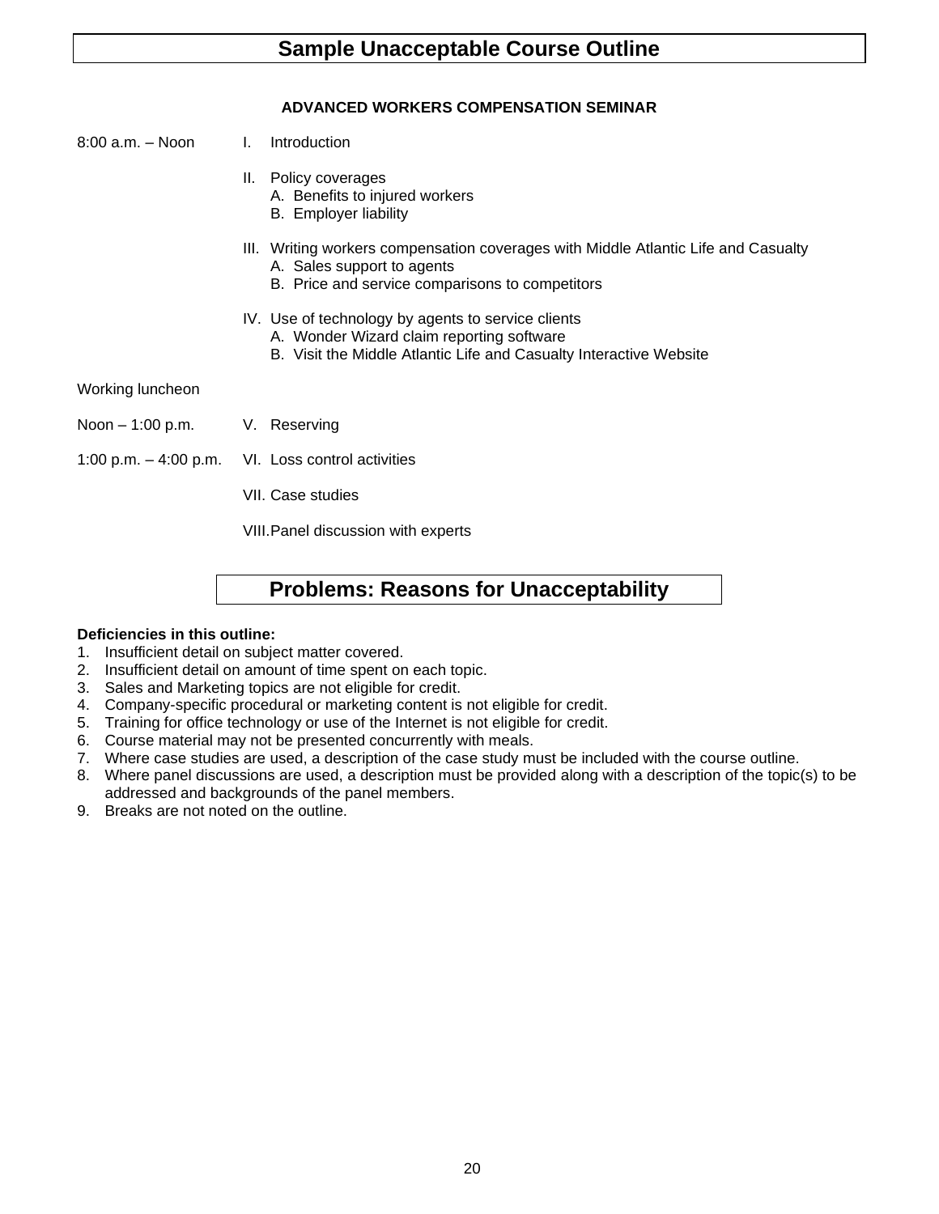# Sample Unacceptable Course Outline

**ADVANCED WORKERS COMPENSATION SEMINAR**

8:00 a.m. – Noon

I. Introduction

II. Policy coverages
   - A. Benefits to injured workers
   - B. Employer liability

III. Writing workers compensation coverages with Middle Atlantic Life and Casualty
   - A. Sales support to agents
   - B. Price and service comparisons to competitors

IV. Use of technology by agents to service clients
   - A. Wonder Wizard claim reporting software
   - B. Visit the Middle Atlantic Life and Casualty Interactive Website

Working luncheon

Noon – 1:00 p.m.

V. Reserving

1:00 p.m. – 4:00 p.m.

VI. Loss control activities

VII. Case studies

VIII. Panel discussion with experts

## Problems: Reasons for Unacceptability

**Deficiencies in this outline:**

1. Insufficient detail on subject matter covered.
2. Insufficient detail on amount of time spent on each topic.
3. Sales and Marketing topics are not eligible for credit.
4. Company-specific procedural or marketing content is not eligible for credit.
5. Training for office technology or use of the Internet is not eligible for credit.
6. Course material may not be presented concurrently with meals.
7. Where case studies are used, a description of the case study must be included with the course outline.
8. Where panel discussions are used, a description must be provided along with a description of the topic(s) to be addressed and backgrounds of the panel members.
9. Breaks are not noted on the outline.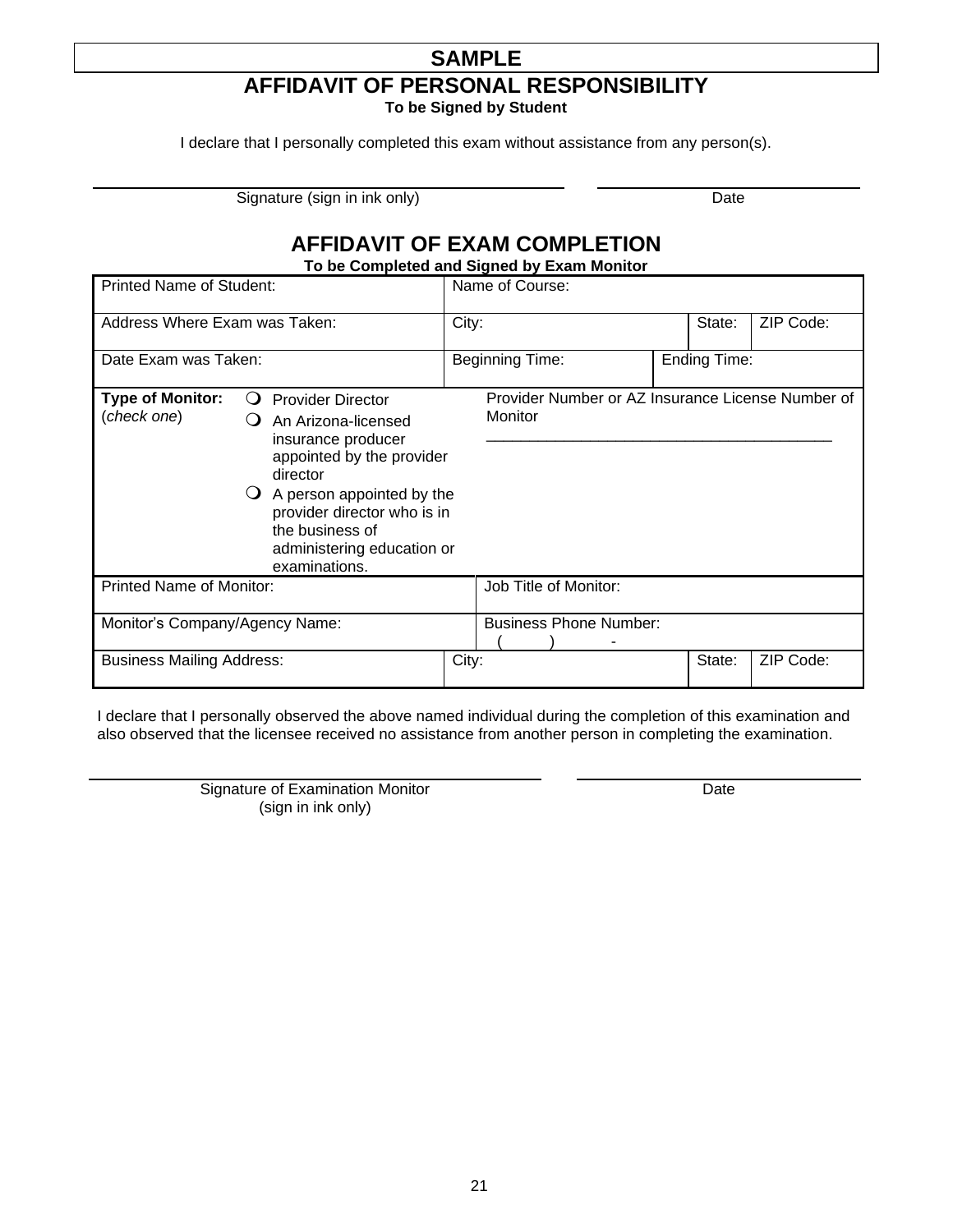**SAMPLE**

# AFFIDAVIT OF PERSONAL RESPONSIBILITY

**To be Signed by Student**

I declare that I personally completed this exam without assistance from any person(s).

______________________________________ Signature (sign in ink only)

______________________ Date

# AFFIDAVIT OF EXAM COMPLETION

**To be Completed and Signed by Exam Monitor**

| Printed Name of Student: | Name of Course: | | | |
|---|---|---|---|---|
| Address Where Exam was Taken: | City: | | State: | ZIP Code: |
| Date Exam was Taken: | Beginning Time: | Ending Time: | | |
| **Type of Monitor:** (*check one*) ❍ Provider Director ❍ An Arizona-licensed insurance producer appointed by the provider director ❍ A person appointed by the provider director who is in the business of administering education or examinations. | Provider Number or AZ Insurance License Number of Monitor ________________________ | | | |
| Printed Name of Monitor: | Job Title of Monitor: | | | |
| Monitor's Company/Agency Name: | Business Phone Number: (      )      - | | | |
| Business Mailing Address: | City: | | State: | ZIP Code: |

I declare that I personally observed the above named individual during the completion of this examination and also observed that the licensee received no assistance from another person in completing the examination.

______________________________________ Signature of Examination Monitor (sign in ink only)

______________________ Date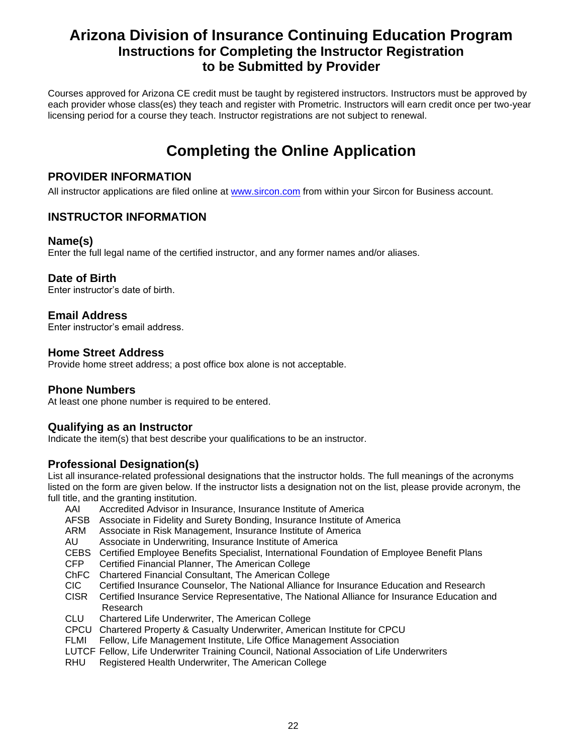# Arizona Division of Insurance Continuing Education Program

## Instructions for Completing the Instructor Registration to be Submitted by Provider

Courses approved for Arizona CE credit must be taught by registered instructors. Instructors must be approved by each provider whose class(es) they teach and register with Prometric. Instructors will earn credit once per two-year licensing period for a course they teach. Instructor registrations are not subject to renewal.

# Completing the Online Application

## PROVIDER INFORMATION

All instructor applications are filed online at [www.sircon.com](www.sircon.com) from within your Sircon for Business account.

## INSTRUCTOR INFORMATION

### Name(s)

Enter the full legal name of the certified instructor, and any former names and/or aliases.

### Date of Birth

Enter instructor's date of birth.

### Email Address

Enter instructor's email address.

### Home Street Address

Provide home street address; a post office box alone is not acceptable.

### Phone Numbers

At least one phone number is required to be entered.

### Qualifying as an Instructor

Indicate the item(s) that best describe your qualifications to be an instructor.

### Professional Designation(s)

List all insurance-related professional designations that the instructor holds. The full meanings of the acronyms listed on the form are given below. If the instructor lists a designation not on the list, please provide acronym, the full title, and the granting institution.

- AAI Accredited Advisor in Insurance, Insurance Institute of America
- AFSB Associate in Fidelity and Surety Bonding, Insurance Institute of America
- ARM Associate in Risk Management, Insurance Institute of America
- AU Associate in Underwriting, Insurance Institute of America
- CEBS Certified Employee Benefits Specialist, International Foundation of Employee Benefit Plans
- CFP Certified Financial Planner, The American College
- ChFC Chartered Financial Consultant, The American College
- CIC Certified Insurance Counselor, The National Alliance for Insurance Education and Research
- CISR Certified Insurance Service Representative, The National Alliance for Insurance Education and Research
- CLU Chartered Life Underwriter, The American College
- CPCU Chartered Property & Casualty Underwriter, American Institute for CPCU
- FLMI Fellow, Life Management Institute, Life Office Management Association
- LUTCF Fellow, Life Underwriter Training Council, National Association of Life Underwriters
- RHU Registered Health Underwriter, The American College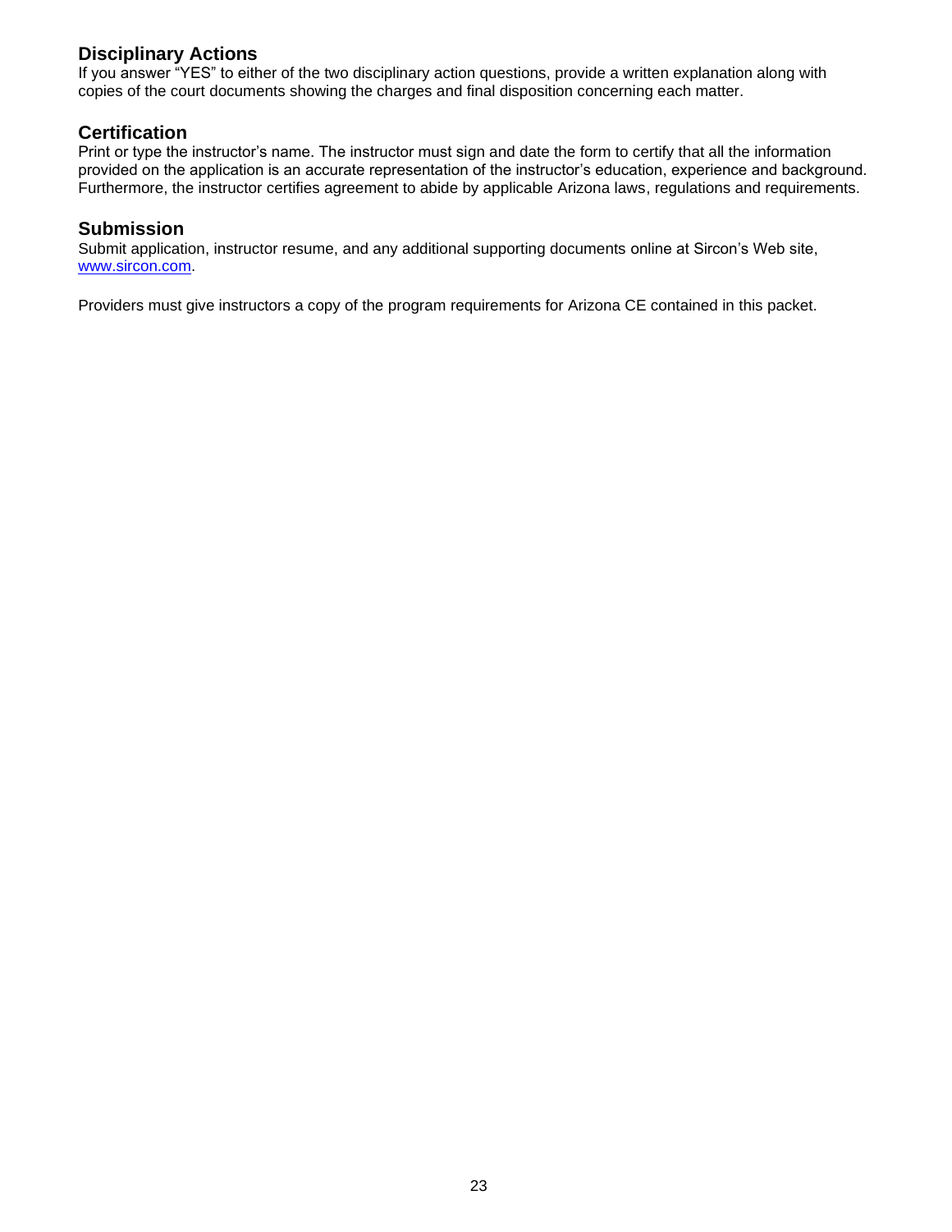## Disciplinary Actions

If you answer "YES" to either of the two disciplinary action questions, provide a written explanation along with copies of the court documents showing the charges and final disposition concerning each matter.

## Certification

Print or type the instructor's name. The instructor must sign and date the form to certify that all the information provided on the application is an accurate representation of the instructor's education, experience and background. Furthermore, the instructor certifies agreement to abide by applicable Arizona laws, regulations and requirements.

## Submission

Submit application, instructor resume, and any additional supporting documents online at Sircon's Web site, [www.sircon.com](http://www.sircon.com).

Providers must give instructors a copy of the program requirements for Arizona CE contained in this packet.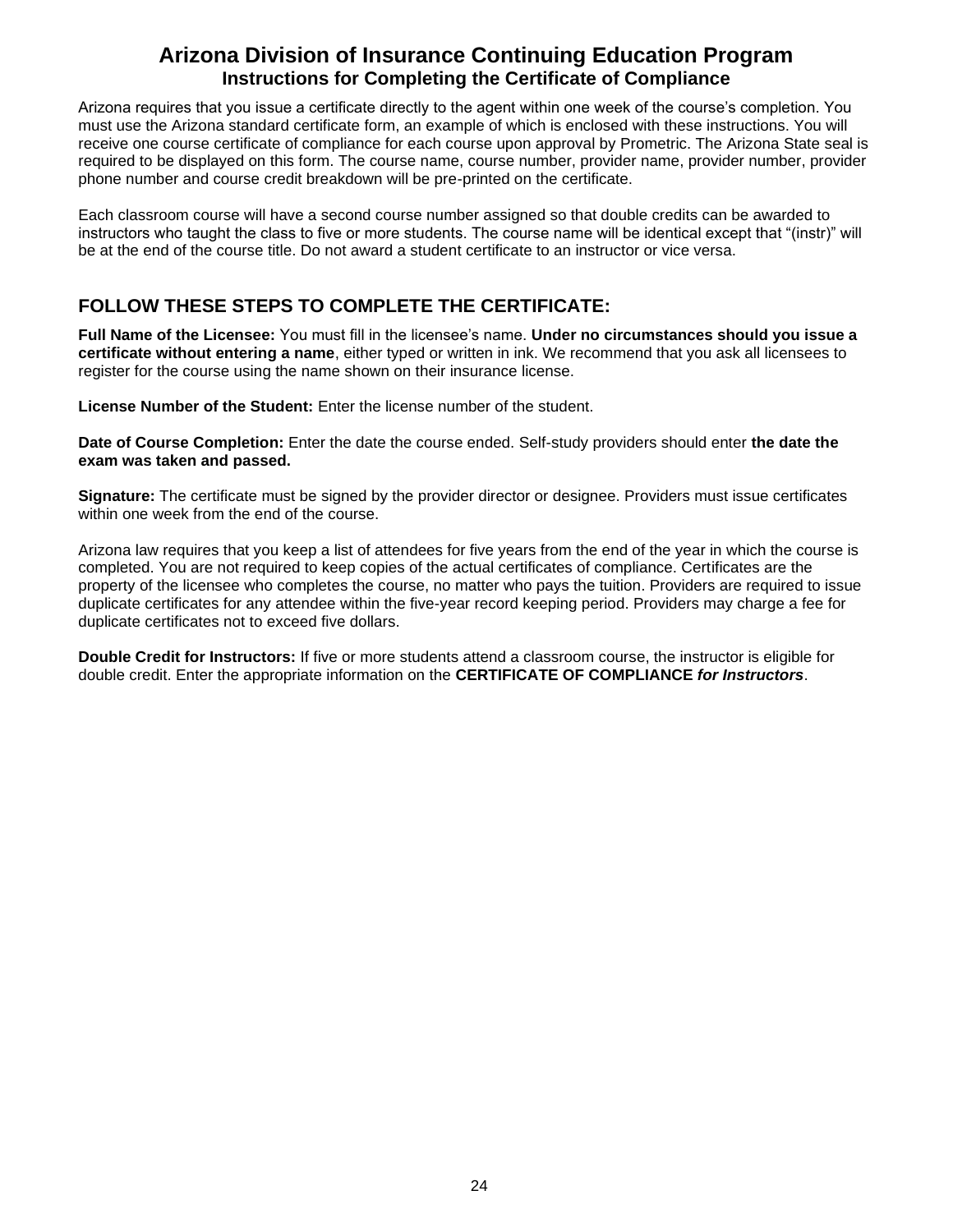# Arizona Division of Insurance Continuing Education Program

## Instructions for Completing the Certificate of Compliance

Arizona requires that you issue a certificate directly to the agent within one week of the course's completion. You must use the Arizona standard certificate form, an example of which is enclosed with these instructions. You will receive one course certificate of compliance for each course upon approval by Prometric. The Arizona State seal is required to be displayed on this form. The course name, course number, provider name, provider number, provider phone number and course credit breakdown will be pre-printed on the certificate.

Each classroom course will have a second course number assigned so that double credits can be awarded to instructors who taught the class to five or more students. The course name will be identical except that "(instr)" will be at the end of the course title. Do not award a student certificate to an instructor or vice versa.

## FOLLOW THESE STEPS TO COMPLETE THE CERTIFICATE:

**Full Name of the Licensee:** You must fill in the licensee's name. **Under no circumstances should you issue a certificate without entering a name**, either typed or written in ink. We recommend that you ask all licensees to register for the course using the name shown on their insurance license.

**License Number of the Student:** Enter the license number of the student.

**Date of Course Completion:** Enter the date the course ended. Self-study providers should enter **the date the exam was taken and passed.**

**Signature:** The certificate must be signed by the provider director or designee. Providers must issue certificates within one week from the end of the course.

Arizona law requires that you keep a list of attendees for five years from the end of the year in which the course is completed. You are not required to keep copies of the actual certificates of compliance. Certificates are the property of the licensee who completes the course, no matter who pays the tuition. Providers are required to issue duplicate certificates for any attendee within the five-year record keeping period. Providers may charge a fee for duplicate certificates not to exceed five dollars.

**Double Credit for Instructors:** If five or more students attend a classroom course, the instructor is eligible for double credit. Enter the appropriate information on the **CERTIFICATE OF COMPLIANCE *for Instructors***.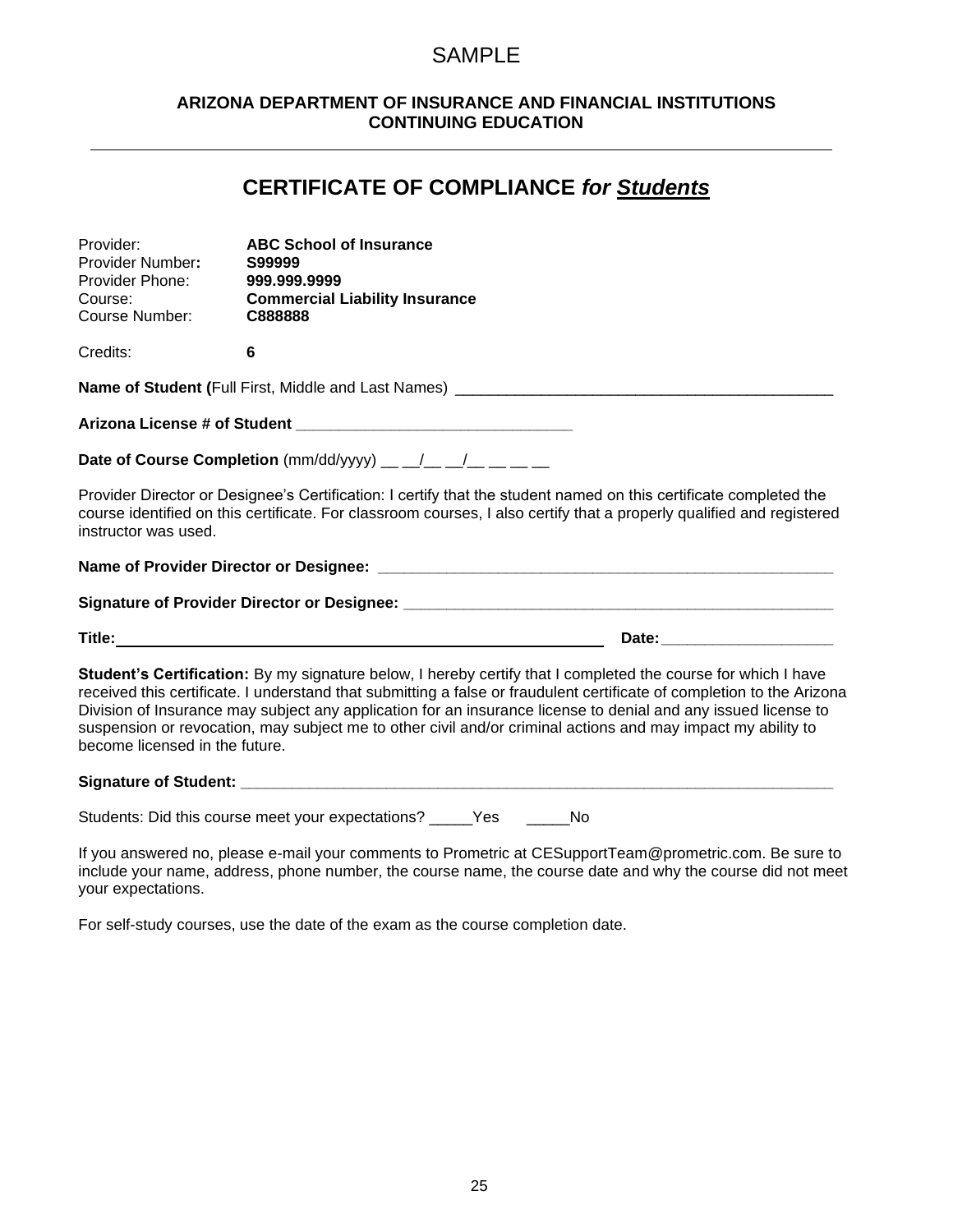SAMPLE

**ARIZONA DEPARTMENT OF INSURANCE AND FINANCIAL INSTITUTIONS**
**CONTINUING EDUCATION**

---

# CERTIFICATE OF COMPLIANCE *for* ***Students***

Provider: **ABC School of Insurance**
Provider Number**:** **S99999**
Provider Phone: **999.999.9999**
Course: **Commercial Liability Insurance**
Course Number: **C888888**

Credits: **6**

**Name of Student (**Full First, Middle and Last Names) ____________________________________________

**Arizona License # of Student** ________________________________

**Date of Course Completion** (mm/dd/yyyy) __ __/__ __/__ __ __ __

Provider Director or Designee's Certification: I certify that the student named on this certificate completed the course identified on this certificate. For classroom courses, I also certify that a properly qualified and registered instructor was used.

**Name of Provider Director or Designee:** ______________________________________________________

**Signature of Provider Director or Designee:** ___________________________________________________

**Title:**_________________________________________________________ **Date:**____________________

**Student's Certification:** By my signature below, I hereby certify that I completed the course for which I have received this certificate. I understand that submitting a false or fraudulent certificate of completion to the Arizona Division of Insurance may subject any application for an insurance license to denial and any issued license to suspension or revocation, may subject me to other civil and/or criminal actions and may impact my ability to become licensed in the future.

**Signature of Student:** ________________________________________________________________________

Students: Did this course meet your expectations? _____Yes _____No

If you answered no, please e-mail your comments to Prometric at CESupportTeam@prometric.com. Be sure to include your name, address, phone number, the course name, the course date and why the course did not meet your expectations.

For self-study courses, use the date of the exam as the course completion date.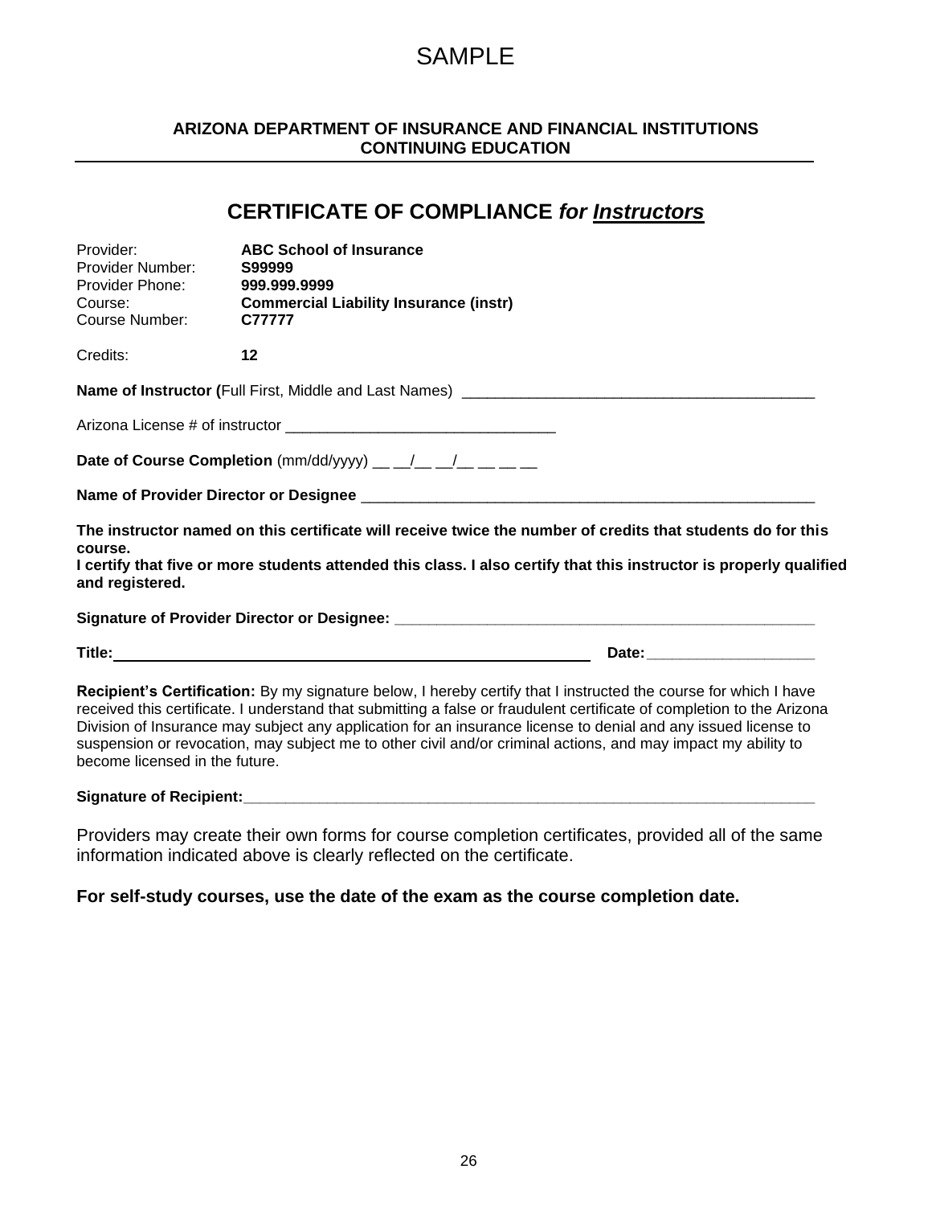SAMPLE

**ARIZONA DEPARTMENT OF INSURANCE AND FINANCIAL INSTITUTIONS**
**CONTINUING EDUCATION**

---

## CERTIFICATE OF COMPLIANCE *for Instructors*

| | |
|---|---|
| Provider: | **ABC School of Insurance** |
| Provider Number: | **S99999** |
| Provider Phone: | **999.999.9999** |
| Course: | **Commercial Liability Insurance (instr)** |
| Course Number: | **C77777** |
| Credits: | **12** |

**Name of Instructor (**Full First, Middle and Last Names) ___________________________________________

Arizona License # of instructor ________________________________

**Date of Course Completion** (mm/dd/yyyy) __ __/__ __/__ __ __ __

**Name of Provider Director or Designee** ______________________________________________________

**The instructor named on this certificate will receive twice the number of credits that students do for this course.**
**I certify that five or more students attended this class. I also certify that this instructor is properly qualified and registered.**

**Signature of Provider Director or Designee:** ____________________________________________________

**Title:**__________________________________________________________ **Date:**___________________

**Recipient's Certification:** By my signature below, I hereby certify that I instructed the course for which I have received this certificate. I understand that submitting a false or fraudulent certificate of completion to the Arizona Division of Insurance may subject any application for an insurance license to denial and any issued license to suspension or revocation, may subject me to other civil and/or criminal actions, and may impact my ability to become licensed in the future.

**Signature of Recipient:**______________________________________________________________________

Providers may create their own forms for course completion certificates, provided all of the same information indicated above is clearly reflected on the certificate.

**For self-study courses, use the date of the exam as the course completion date.**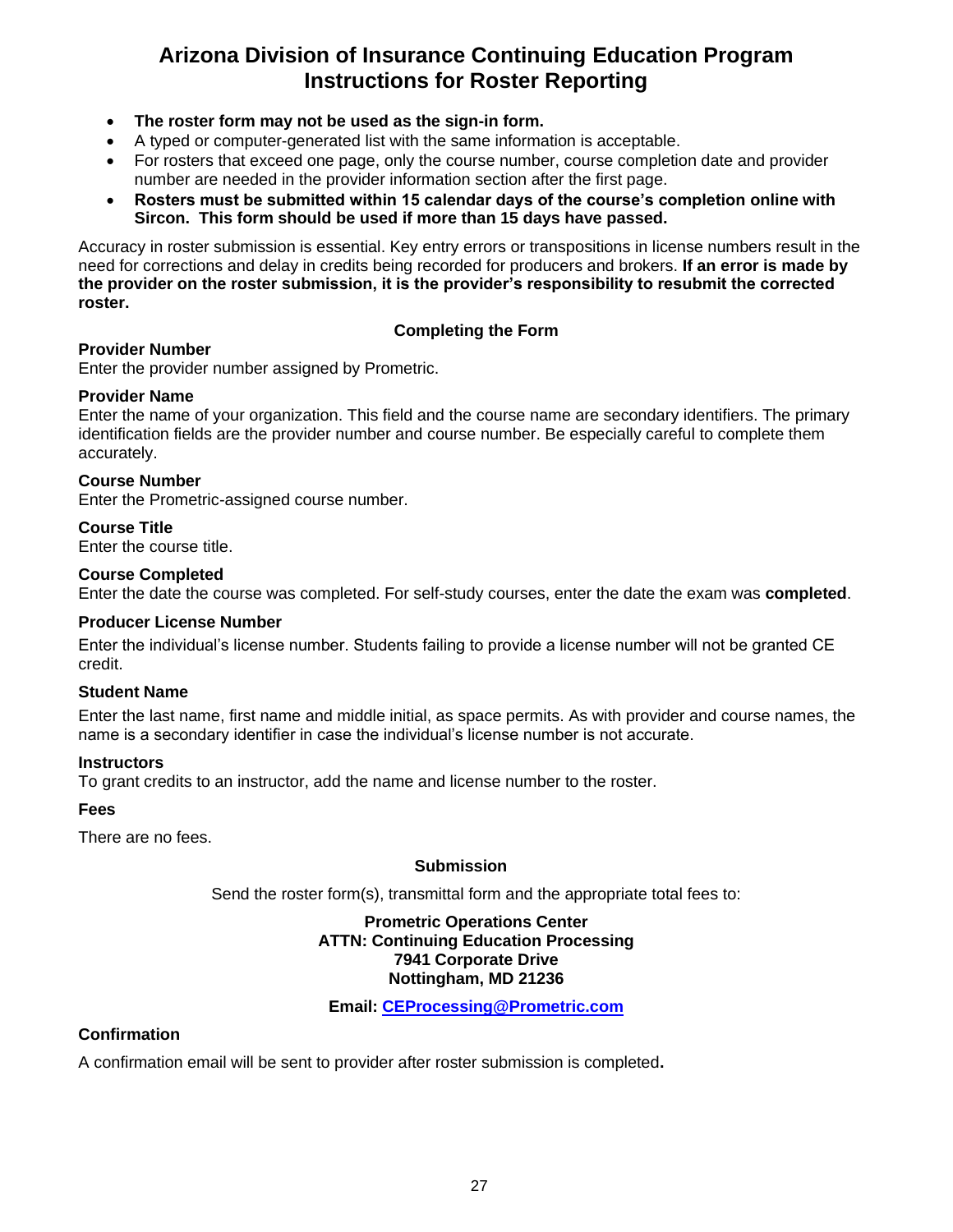# Arizona Division of Insurance Continuing Education Program Instructions for Roster Reporting

- **The roster form may not be used as the sign-in form.**
- A typed or computer-generated list with the same information is acceptable.
- For rosters that exceed one page, only the course number, course completion date and provider number are needed in the provider information section after the first page.
- **Rosters must be submitted within 15 calendar days of the course's completion online with Sircon. This form should be used if more than 15 days have passed.**

Accuracy in roster submission is essential. Key entry errors or transpositions in license numbers result in the need for corrections and delay in credits being recorded for producers and brokers. **If an error is made by the provider on the roster submission, it is the provider's responsibility to resubmit the corrected roster.**

**Completing the Form**

**Provider Number**
Enter the provider number assigned by Prometric.

**Provider Name**
Enter the name of your organization. This field and the course name are secondary identifiers. The primary identification fields are the provider number and course number. Be especially careful to complete them accurately.

**Course Number**
Enter the Prometric-assigned course number.

**Course Title**
Enter the course title.

**Course Completed**
Enter the date the course was completed. For self-study courses, enter the date the exam was **completed**.

**Producer License Number**

Enter the individual's license number. Students failing to provide a license number will not be granted CE credit.

**Student Name**

Enter the last name, first name and middle initial, as space permits. As with provider and course names, the name is a secondary identifier in case the individual's license number is not accurate.

**Instructors**
To grant credits to an instructor, add the name and license number to the roster.

**Fees**

There are no fees.

**Submission**

Send the roster form(s), transmittal form and the appropriate total fees to:

**Prometric Operations Center**
**ATTN: Continuing Education Processing**
**7941 Corporate Drive**
**Nottingham, MD 21236**

**Email: CEProcessing@Prometric.com**

**Confirmation**

A confirmation email will be sent to provider after roster submission is completed**.**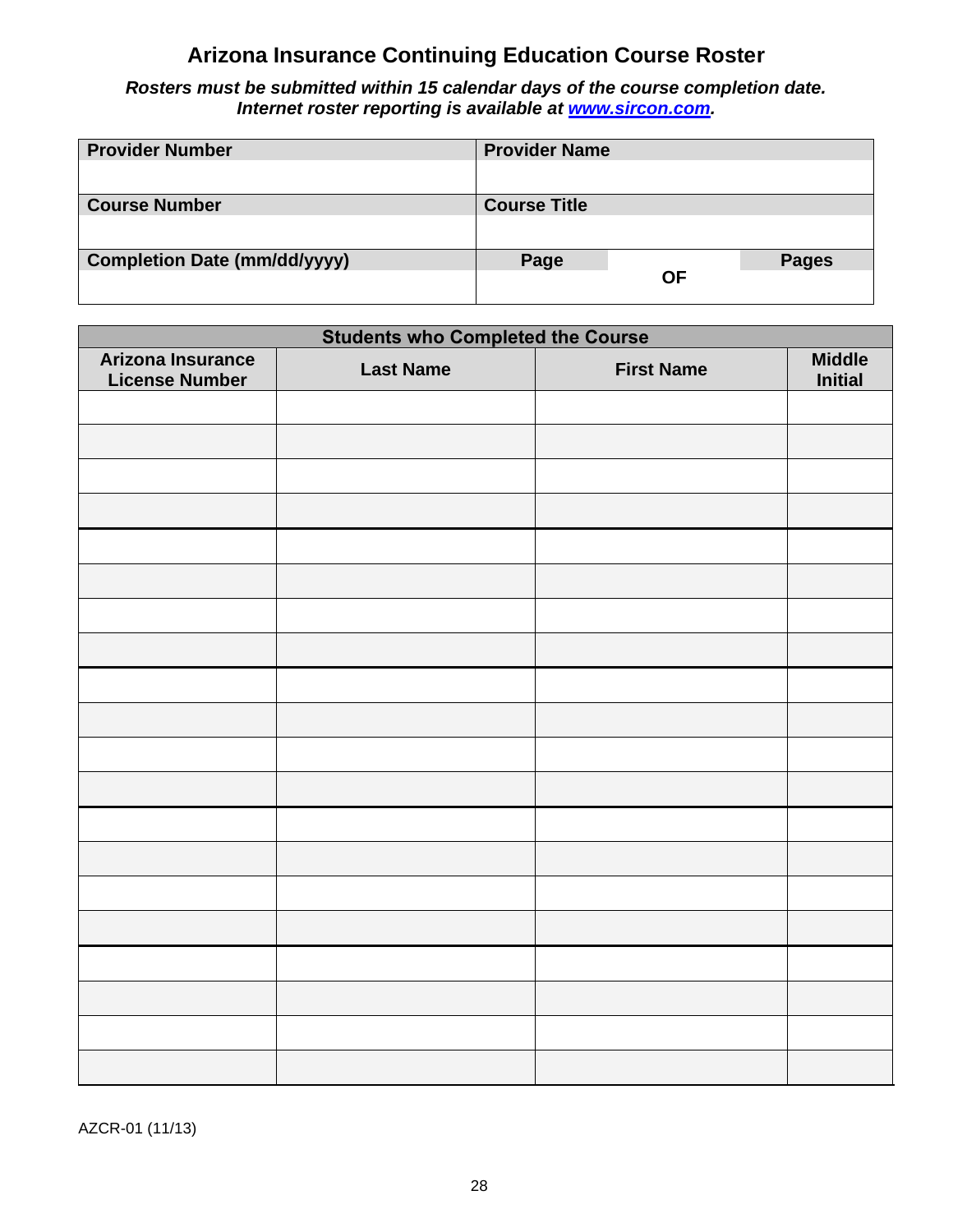# Arizona Insurance Continuing Education Course Roster

***Rosters must be submitted within 15 calendar days of the course completion date.***
***Internet roster reporting is available at [www.sircon.com](http://www.sircon.com).***

| **Provider Number** | **Provider Name** | | |
|---|---|---|---|
| | | | |
| **Course Number** | **Course Title** | | |
| | | | |
| **Completion Date (mm/dd/yyyy)** | **Page** | **OF** | **Pages** |
| | | | |

| **Students who Completed the Course** | | | |
|---|---|---|---|
| **Arizona Insurance License Number** | **Last Name** | **First Name** | **Middle Initial** |
| | | | |
| | | | |
| | | | |
| | | | |
| | | | |
| | | | |
| | | | |
| | | | |
| | | | |
| | | | |
| | | | |
| | | | |
| | | | |
| | | | |
| | | | |
| | | | |
| | | | |
| | | | |
| | | | |
| | | | |

AZCR-01 (11/13)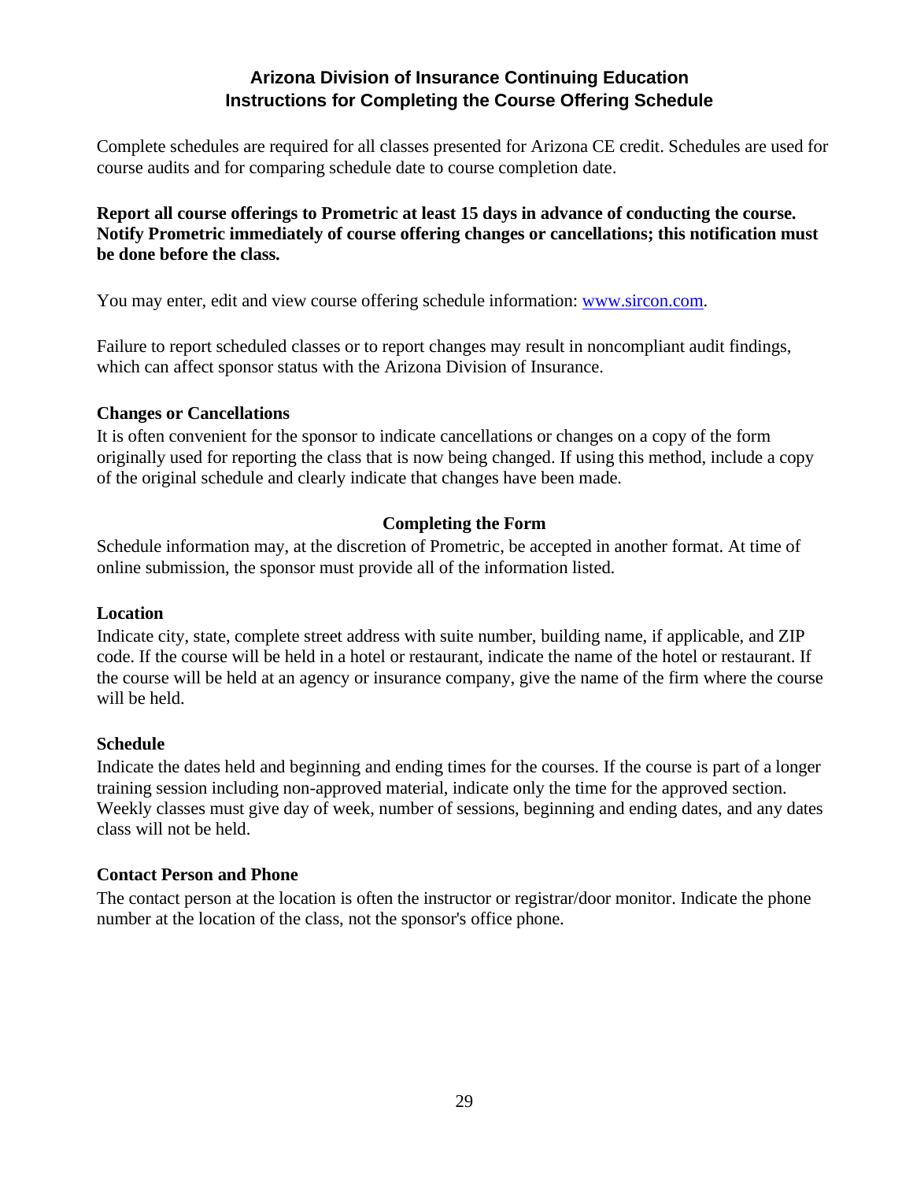# Arizona Division of Insurance Continuing Education
## Instructions for Completing the Course Offering Schedule

Complete schedules are required for all classes presented for Arizona CE credit. Schedules are used for course audits and for comparing schedule date to course completion date.

**Report all course offerings to Prometric at least 15 days in advance of conducting the course. Notify Prometric immediately of course offering changes or cancellations; this notification must be done before the class.**

You may enter, edit and view course offering schedule information: [www.sircon.com](http://www.sircon.com).

Failure to report scheduled classes or to report changes may result in noncompliant audit findings, which can affect sponsor status with the Arizona Division of Insurance.

**Changes or Cancellations**

It is often convenient for the sponsor to indicate cancellations or changes on a copy of the form originally used for reporting the class that is now being changed. If using this method, include a copy of the original schedule and clearly indicate that changes have been made.

### Completing the Form

Schedule information may, at the discretion of Prometric, be accepted in another format. At time of online submission, the sponsor must provide all of the information listed.

**Location**

Indicate city, state, complete street address with suite number, building name, if applicable, and ZIP code. If the course will be held in a hotel or restaurant, indicate the name of the hotel or restaurant. If the course will be held at an agency or insurance company, give the name of the firm where the course will be held.

**Schedule**

Indicate the dates held and beginning and ending times for the courses. If the course is part of a longer training session including non-approved material, indicate only the time for the approved section. Weekly classes must give day of week, number of sessions, beginning and ending dates, and any dates class will not be held.

**Contact Person and Phone**

The contact person at the location is often the instructor or registrar/door monitor. Indicate the phone number at the location of the class, not the sponsor's office phone.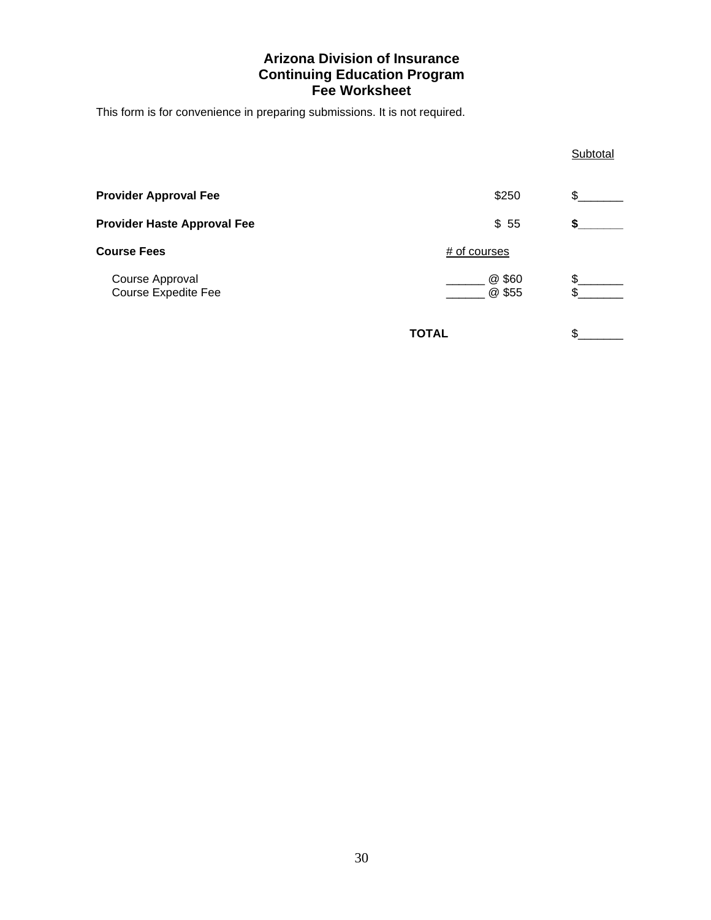# Arizona Division of Insurance
## Continuing Education Program
## Fee Worksheet

This form is for convenience in preparing submissions. It is not required.

| | | Subtotal |
|---|---|---|
| **Provider Approval Fee** | $250 | $_______ |
| **Provider Haste Approval Fee** | $ 55 | **$_______** |
| **Course Fees** | # of courses | |
| Course Approval | ______ @ $60 | $_______ |
| Course Expedite Fee | ______ @ $55 | $_______ |
| | **TOTAL** | $_______ |